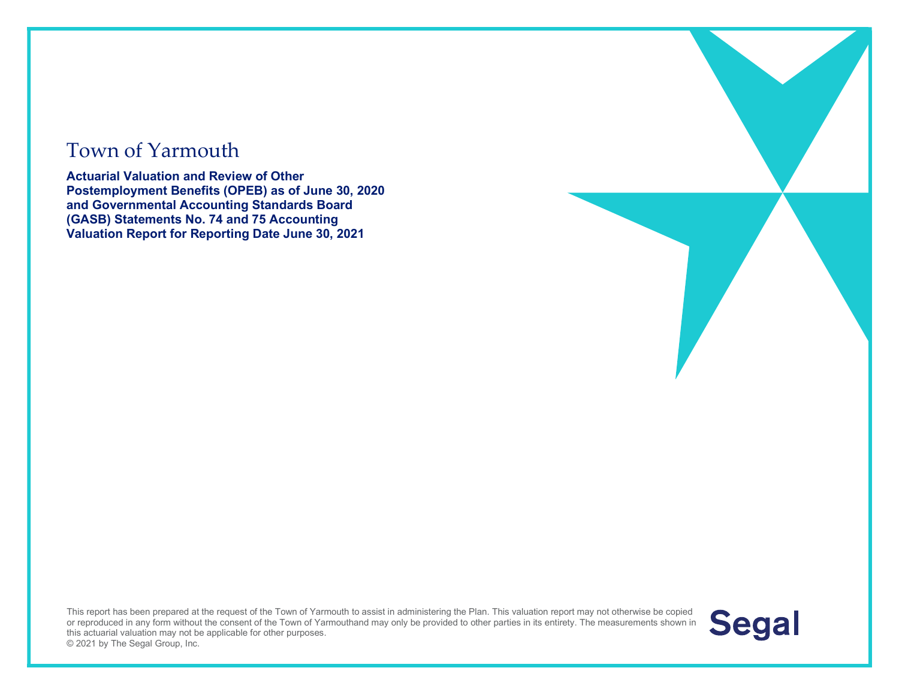# Town of Yarmouth

**Actuarial Valuation and Review of Other Postemployment Benefits (OPEB) as of June 30, 2020 and Governmental Accounting Standards Board (GASB) Statements No. 74 and 75 Accounting Valuation Report for Reporting Date June 30, 2021**

This report has been prepared at the request of the Town of Yarmouth to assist in administering the Plan. This valuation report may not otherwise be copied or reproduced in any form without the consent of the Town of Yarmouthand may only be provided to other parties in its entirety. The measurements shown in this actuarial valuation may not be applicable for other purposes.
© 2021 by The Segal Group, Inc.

Segal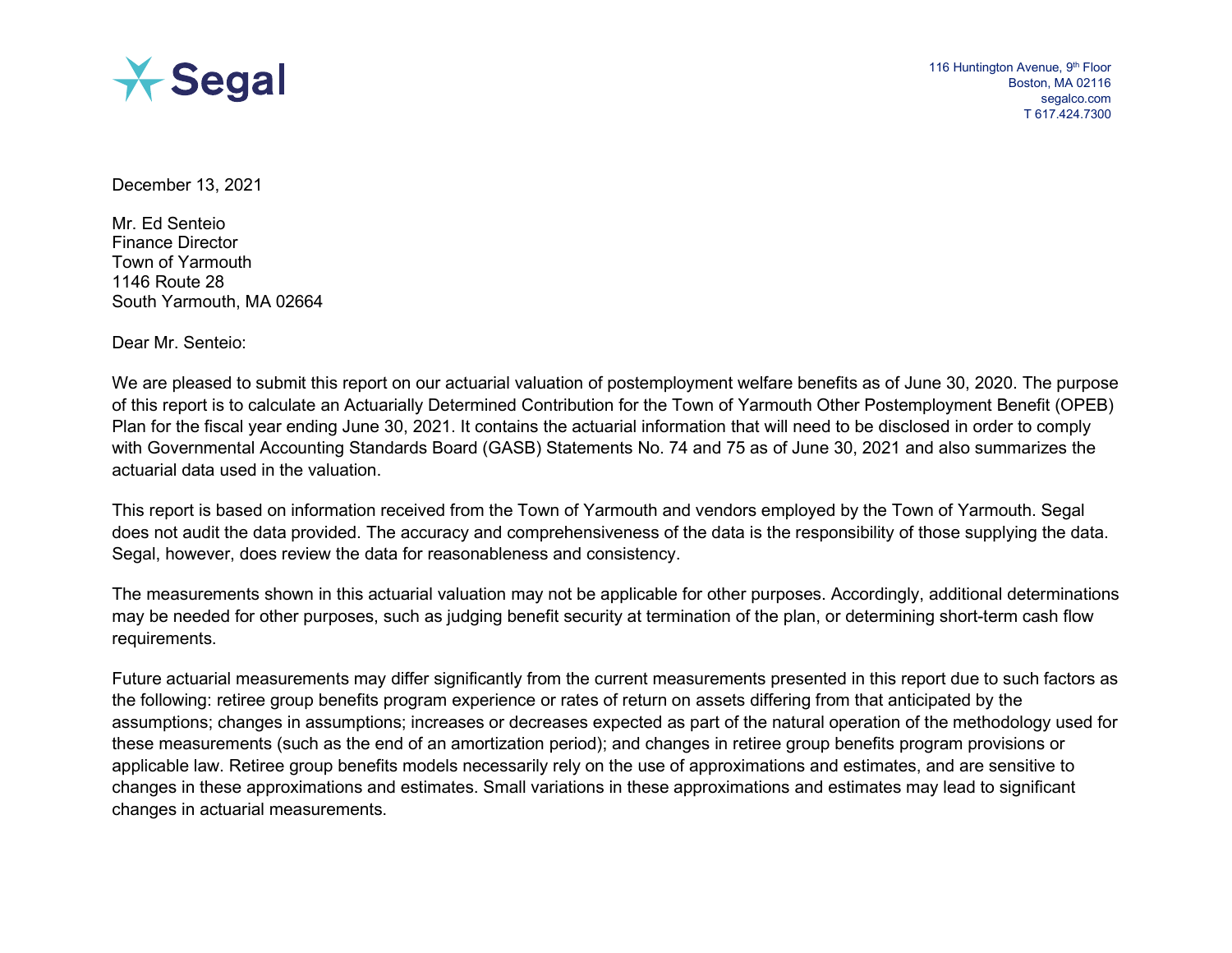Segal

116 Huntington Avenue, 9th Floor
Boston, MA 02116
segalco.com
T 617.424.7300

December 13, 2021

Mr. Ed Senteio
Finance Director
Town of Yarmouth
1146 Route 28
South Yarmouth, MA 02664

Dear Mr. Senteio:

We are pleased to submit this report on our actuarial valuation of postemployment welfare benefits as of June 30, 2020. The purpose of this report is to calculate an Actuarially Determined Contribution for the Town of Yarmouth Other Postemployment Benefit (OPEB) Plan for the fiscal year ending June 30, 2021. It contains the actuarial information that will need to be disclosed in order to comply with Governmental Accounting Standards Board (GASB) Statements No. 74 and 75 as of June 30, 2021 and also summarizes the actuarial data used in the valuation.

This report is based on information received from the Town of Yarmouth and vendors employed by the Town of Yarmouth. Segal does not audit the data provided. The accuracy and comprehensiveness of the data is the responsibility of those supplying the data. Segal, however, does review the data for reasonableness and consistency.

The measurements shown in this actuarial valuation may not be applicable for other purposes. Accordingly, additional determinations may be needed for other purposes, such as judging benefit security at termination of the plan, or determining short-term cash flow requirements.

Future actuarial measurements may differ significantly from the current measurements presented in this report due to such factors as the following: retiree group benefits program experience or rates of return on assets differing from that anticipated by the assumptions; changes in assumptions; increases or decreases expected as part of the natural operation of the methodology used for these measurements (such as the end of an amortization period); and changes in retiree group benefits program provisions or applicable law. Retiree group benefits models necessarily rely on the use of approximations and estimates, and are sensitive to changes in these approximations and estimates. Small variations in these approximations and estimates may lead to significant changes in actuarial measurements.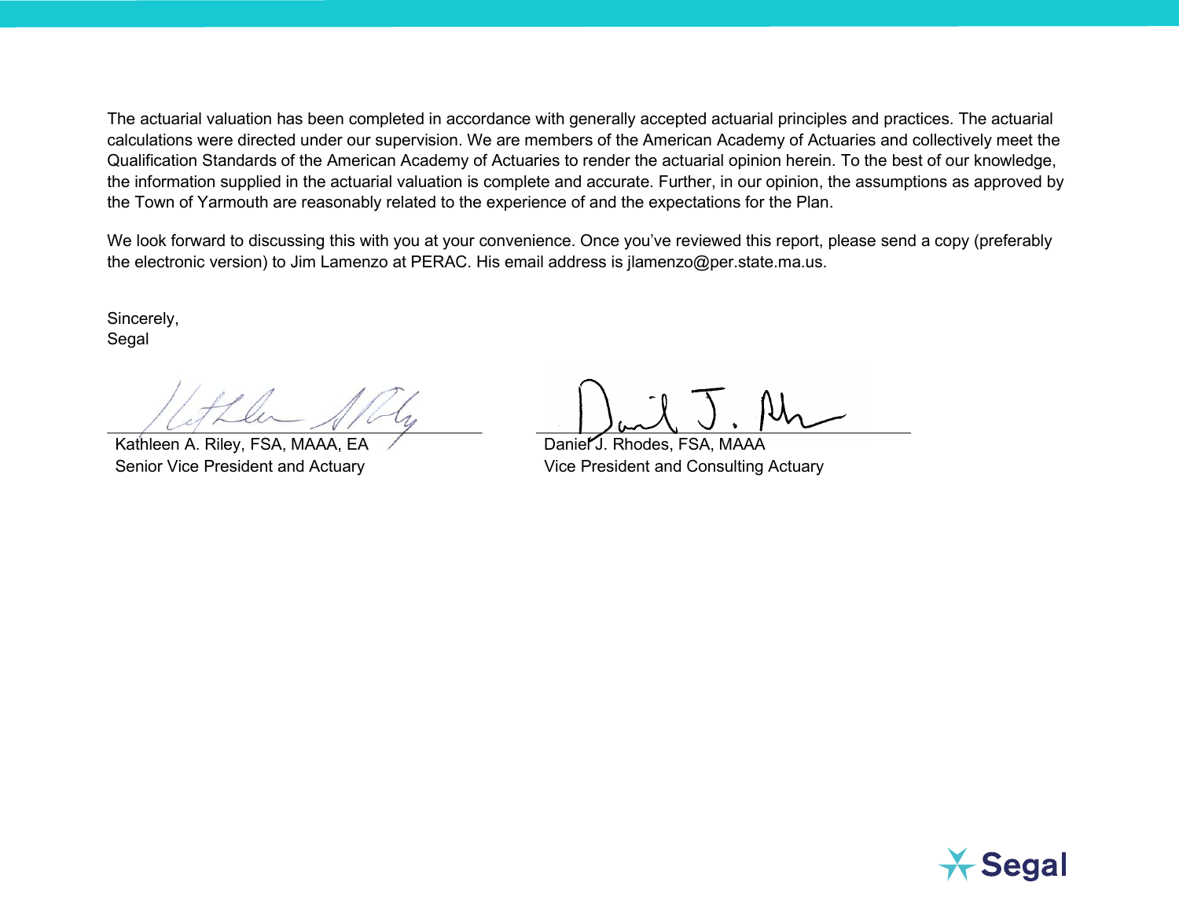The actuarial valuation has been completed in accordance with generally accepted actuarial principles and practices. The actuarial calculations were directed under our supervision. We are members of the American Academy of Actuaries and collectively meet the Qualification Standards of the American Academy of Actuaries to render the actuarial opinion herein. To the best of our knowledge, the information supplied in the actuarial valuation is complete and accurate. Further, in our opinion, the assumptions as approved by the Town of Yarmouth are reasonably related to the experience of and the expectations for the Plan.

We look forward to discussing this with you at your convenience. Once you've reviewed this report, please send a copy (preferably the electronic version) to Jim Lamenzo at PERAC. His email address is jlamenzo@per.state.ma.us.

Sincerely,
Segal

Kathleen A. Riley, FSA, MAAA, EA
Senior Vice President and Actuary

Daniel J. Rhodes, FSA, MAAA
Vice President and Consulting Actuary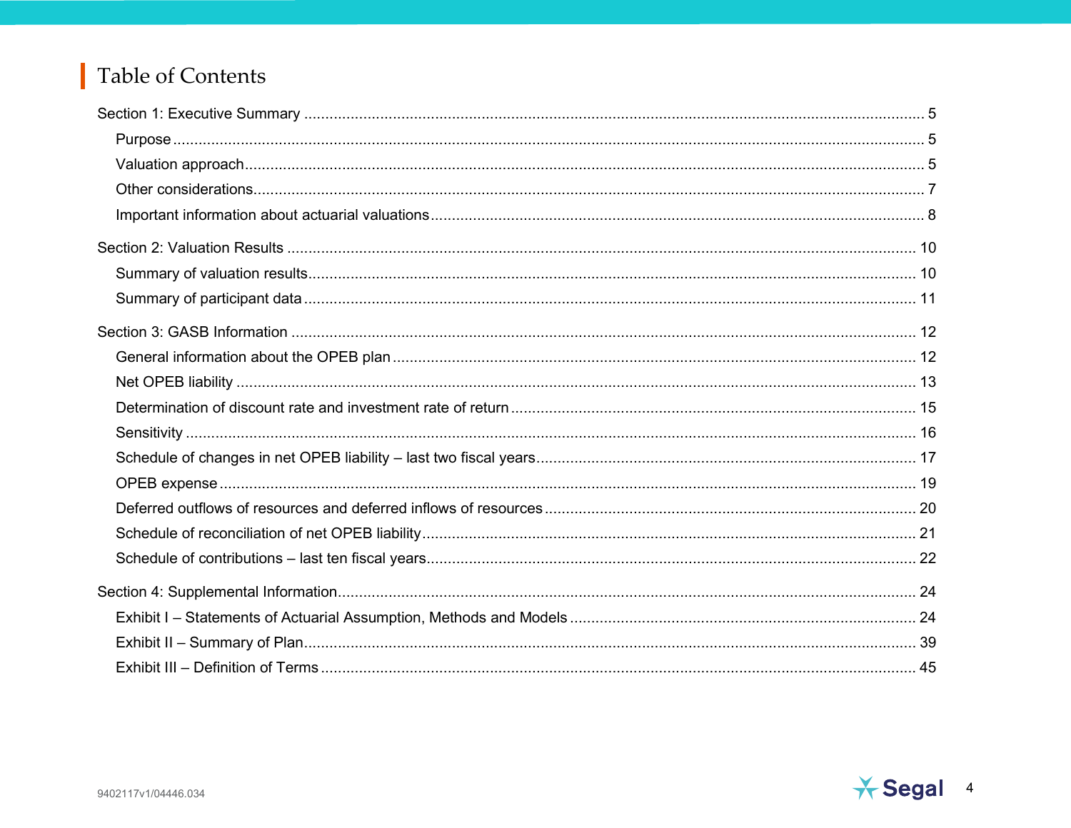# Table of Contents

Section 1: Executive Summary ..... 5
- Purpose ..... 5
- Valuation approach ..... 5
- Other considerations ..... 7
- Important information about actuarial valuations ..... 8

Section 2: Valuation Results ..... 10
- Summary of valuation results ..... 10
- Summary of participant data ..... 11

Section 3: GASB Information ..... 12
- General information about the OPEB plan ..... 12
- Net OPEB liability ..... 13
- Determination of discount rate and investment rate of return ..... 15
- Sensitivity ..... 16
- Schedule of changes in net OPEB liability – last two fiscal years ..... 17
- OPEB expense ..... 19
- Deferred outflows of resources and deferred inflows of resources ..... 20
- Schedule of reconciliation of net OPEB liability ..... 21
- Schedule of contributions – last ten fiscal years ..... 22

Section 4: Supplemental Information ..... 24
- Exhibit I – Statements of Actuarial Assumption, Methods and Models ..... 24
- Exhibit II – Summary of Plan ..... 39
- Exhibit III – Definition of Terms ..... 45

9402117v1/04446.034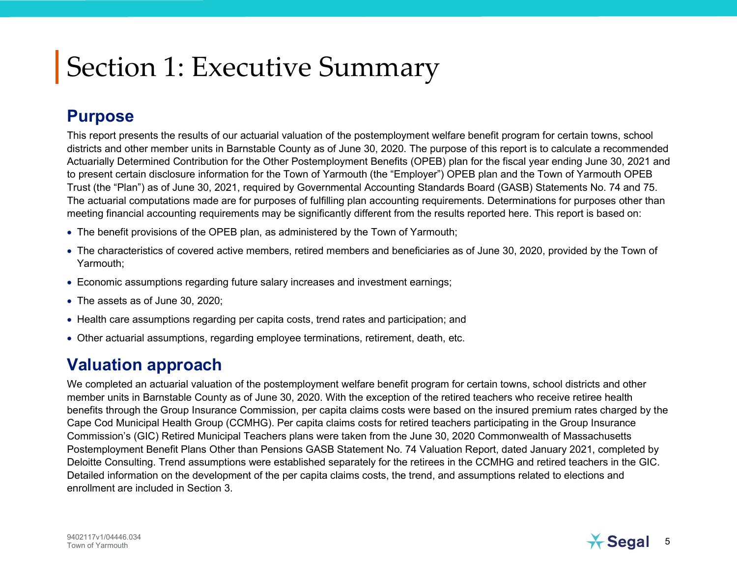# Section 1: Executive Summary

## Purpose

This report presents the results of our actuarial valuation of the postemployment welfare benefit program for certain towns, school districts and other member units in Barnstable County as of June 30, 2020. The purpose of this report is to calculate a recommended Actuarially Determined Contribution for the Other Postemployment Benefits (OPEB) plan for the fiscal year ending June 30, 2021 and to present certain disclosure information for the Town of Yarmouth (the "Employer") OPEB plan and the Town of Yarmouth OPEB Trust (the "Plan") as of June 30, 2021, required by Governmental Accounting Standards Board (GASB) Statements No. 74 and 75. The actuarial computations made are for purposes of fulfilling plan accounting requirements. Determinations for purposes other than meeting financial accounting requirements may be significantly different from the results reported here. This report is based on:

- The benefit provisions of the OPEB plan, as administered by the Town of Yarmouth;
- The characteristics of covered active members, retired members and beneficiaries as of June 30, 2020, provided by the Town of Yarmouth;
- Economic assumptions regarding future salary increases and investment earnings;
- The assets as of June 30, 2020;
- Health care assumptions regarding per capita costs, trend rates and participation; and
- Other actuarial assumptions, regarding employee terminations, retirement, death, etc.

## Valuation approach

We completed an actuarial valuation of the postemployment welfare benefit program for certain towns, school districts and other member units in Barnstable County as of June 30, 2020. With the exception of the retired teachers who receive retiree health benefits through the Group Insurance Commission, per capita claims costs were based on the insured premium rates charged by the Cape Cod Municipal Health Group (CCMHG). Per capita claims costs for retired teachers participating in the Group Insurance Commission's (GIC) Retired Municipal Teachers plans were taken from the June 30, 2020 Commonwealth of Massachusetts Postemployment Benefit Plans Other than Pensions GASB Statement No. 74 Valuation Report, dated January 2021, completed by Deloitte Consulting. Trend assumptions were established separately for the retirees in the CCMHG and retired teachers in the GIC. Detailed information on the development of the per capita claims costs, the trend, and assumptions related to elections and enrollment are included in Section 3.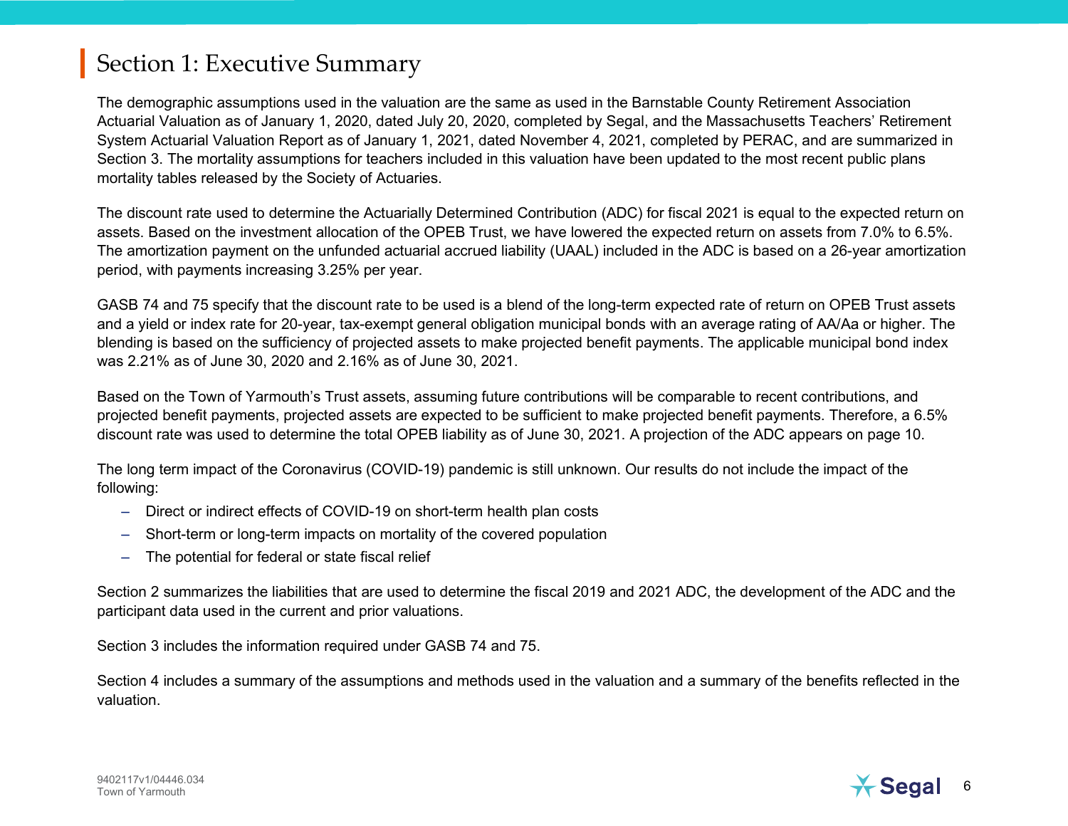# Section 1: Executive Summary

The demographic assumptions used in the valuation are the same as used in the Barnstable County Retirement Association Actuarial Valuation as of January 1, 2020, dated July 20, 2020, completed by Segal, and the Massachusetts Teachers' Retirement System Actuarial Valuation Report as of January 1, 2021, dated November 4, 2021, completed by PERAC, and are summarized in Section 3. The mortality assumptions for teachers included in this valuation have been updated to the most recent public plans mortality tables released by the Society of Actuaries.

The discount rate used to determine the Actuarially Determined Contribution (ADC) for fiscal 2021 is equal to the expected return on assets. Based on the investment allocation of the OPEB Trust, we have lowered the expected return on assets from 7.0% to 6.5%. The amortization payment on the unfunded actuarial accrued liability (UAAL) included in the ADC is based on a 26-year amortization period, with payments increasing 3.25% per year.

GASB 74 and 75 specify that the discount rate to be used is a blend of the long-term expected rate of return on OPEB Trust assets and a yield or index rate for 20-year, tax-exempt general obligation municipal bonds with an average rating of AA/Aa or higher. The blending is based on the sufficiency of projected assets to make projected benefit payments. The applicable municipal bond index was 2.21% as of June 30, 2020 and 2.16% as of June 30, 2021.

Based on the Town of Yarmouth's Trust assets, assuming future contributions will be comparable to recent contributions, and projected benefit payments, projected assets are expected to be sufficient to make projected benefit payments. Therefore, a 6.5% discount rate was used to determine the total OPEB liability as of June 30, 2021. A projection of the ADC appears on page 10.

The long term impact of the Coronavirus (COVID-19) pandemic is still unknown. Our results do not include the impact of the following:

- Direct or indirect effects of COVID-19 on short-term health plan costs
- Short-term or long-term impacts on mortality of the covered population
- The potential for federal or state fiscal relief

Section 2 summarizes the liabilities that are used to determine the fiscal 2019 and 2021 ADC, the development of the ADC and the participant data used in the current and prior valuations.

Section 3 includes the information required under GASB 74 and 75.

Section 4 includes a summary of the assumptions and methods used in the valuation and a summary of the benefits reflected in the valuation.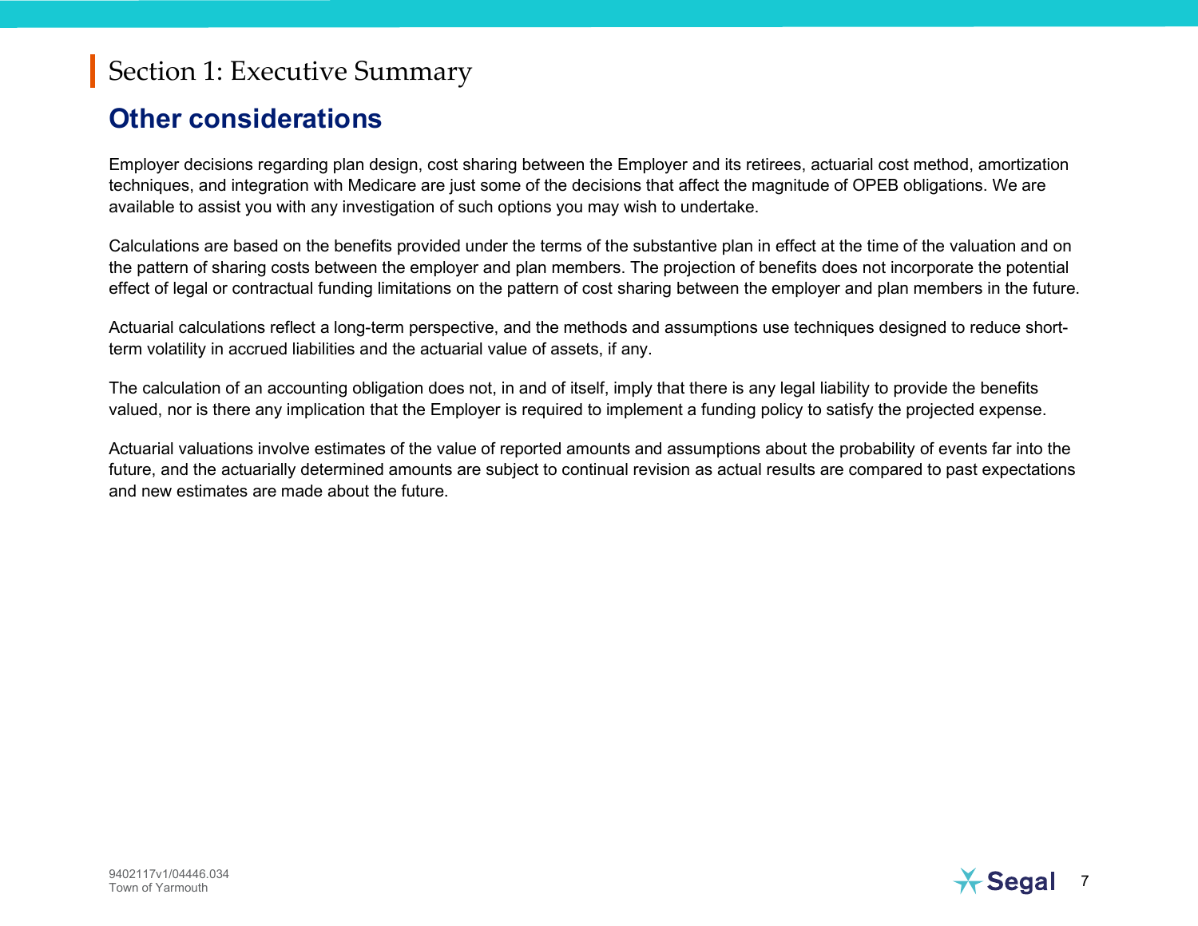# Section 1: Executive Summary

## Other considerations

Employer decisions regarding plan design, cost sharing between the Employer and its retirees, actuarial cost method, amortization techniques, and integration with Medicare are just some of the decisions that affect the magnitude of OPEB obligations. We are available to assist you with any investigation of such options you may wish to undertake.

Calculations are based on the benefits provided under the terms of the substantive plan in effect at the time of the valuation and on the pattern of sharing costs between the employer and plan members. The projection of benefits does not incorporate the potential effect of legal or contractual funding limitations on the pattern of cost sharing between the employer and plan members in the future.

Actuarial calculations reflect a long-term perspective, and the methods and assumptions use techniques designed to reduce short-term volatility in accrued liabilities and the actuarial value of assets, if any.

The calculation of an accounting obligation does not, in and of itself, imply that there is any legal liability to provide the benefits valued, nor is there any implication that the Employer is required to implement a funding policy to satisfy the projected expense.

Actuarial valuations involve estimates of the value of reported amounts and assumptions about the probability of events far into the future, and the actuarially determined amounts are subject to continual revision as actual results are compared to past expectations and new estimates are made about the future.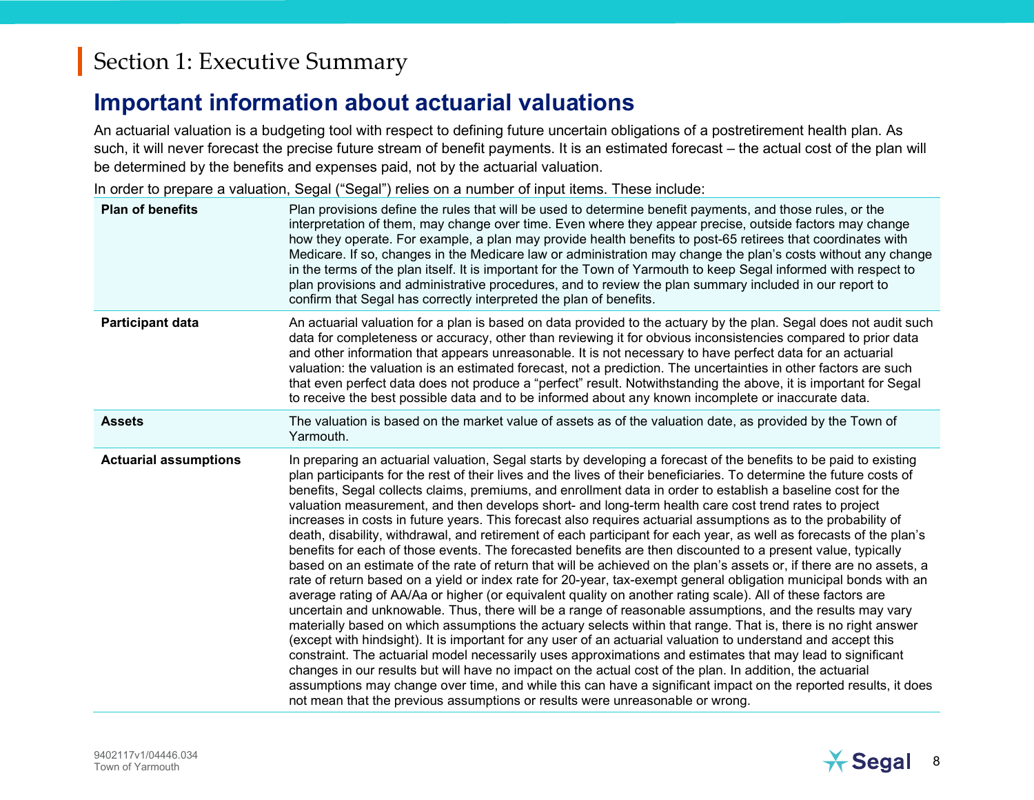# Section 1: Executive Summary

## Important information about actuarial valuations

An actuarial valuation is a budgeting tool with respect to defining future uncertain obligations of a postretirement health plan. As such, it will never forecast the precise future stream of benefit payments. It is an estimated forecast – the actual cost of the plan will be determined by the benefits and expenses paid, not by the actuarial valuation.

In order to prepare a valuation, Segal ("Segal") relies on a number of input items. These include:

| | |
|---|---|
| **Plan of benefits** | Plan provisions define the rules that will be used to determine benefit payments, and those rules, or the interpretation of them, may change over time. Even where they appear precise, outside factors may change how they operate. For example, a plan may provide health benefits to post-65 retirees that coordinates with Medicare. If so, changes in the Medicare law or administration may change the plan's costs without any change in the terms of the plan itself. It is important for the Town of Yarmouth to keep Segal informed with respect to plan provisions and administrative procedures, and to review the plan summary included in our report to confirm that Segal has correctly interpreted the plan of benefits. |
| **Participant data** | An actuarial valuation for a plan is based on data provided to the actuary by the plan. Segal does not audit such data for completeness or accuracy, other than reviewing it for obvious inconsistencies compared to prior data and other information that appears unreasonable. It is not necessary to have perfect data for an actuarial valuation: the valuation is an estimated forecast, not a prediction. The uncertainties in other factors are such that even perfect data does not produce a "perfect" result. Notwithstanding the above, it is important for Segal to receive the best possible data and to be informed about any known incomplete or inaccurate data. |
| **Assets** | The valuation is based on the market value of assets as of the valuation date, as provided by the Town of Yarmouth. |
| **Actuarial assumptions** | In preparing an actuarial valuation, Segal starts by developing a forecast of the benefits to be paid to existing plan participants for the rest of their lives and the lives of their beneficiaries. To determine the future costs of benefits, Segal collects claims, premiums, and enrollment data in order to establish a baseline cost for the valuation measurement, and then develops short- and long-term health care cost trend rates to project increases in costs in future years. This forecast also requires actuarial assumptions as to the probability of death, disability, withdrawal, and retirement of each participant for each year, as well as forecasts of the plan's benefits for each of those events. The forecasted benefits are then discounted to a present value, typically based on an estimate of the rate of return that will be achieved on the plan's assets or, if there are no assets, a rate of return based on a yield or index rate for 20-year, tax-exempt general obligation municipal bonds with an average rating of AA/Aa or higher (or equivalent quality on another rating scale). All of these factors are uncertain and unknowable. Thus, there will be a range of reasonable assumptions, and the results may vary materially based on which assumptions the actuary selects within that range. That is, there is no right answer (except with hindsight). It is important for any user of an actuarial valuation to understand and accept this constraint. The actuarial model necessarily uses approximations and estimates that may lead to significant changes in our results but will have no impact on the actual cost of the plan. In addition, the actuarial assumptions may change over time, and while this can have a significant impact on the reported results, it does not mean that the previous assumptions or results were unreasonable or wrong. |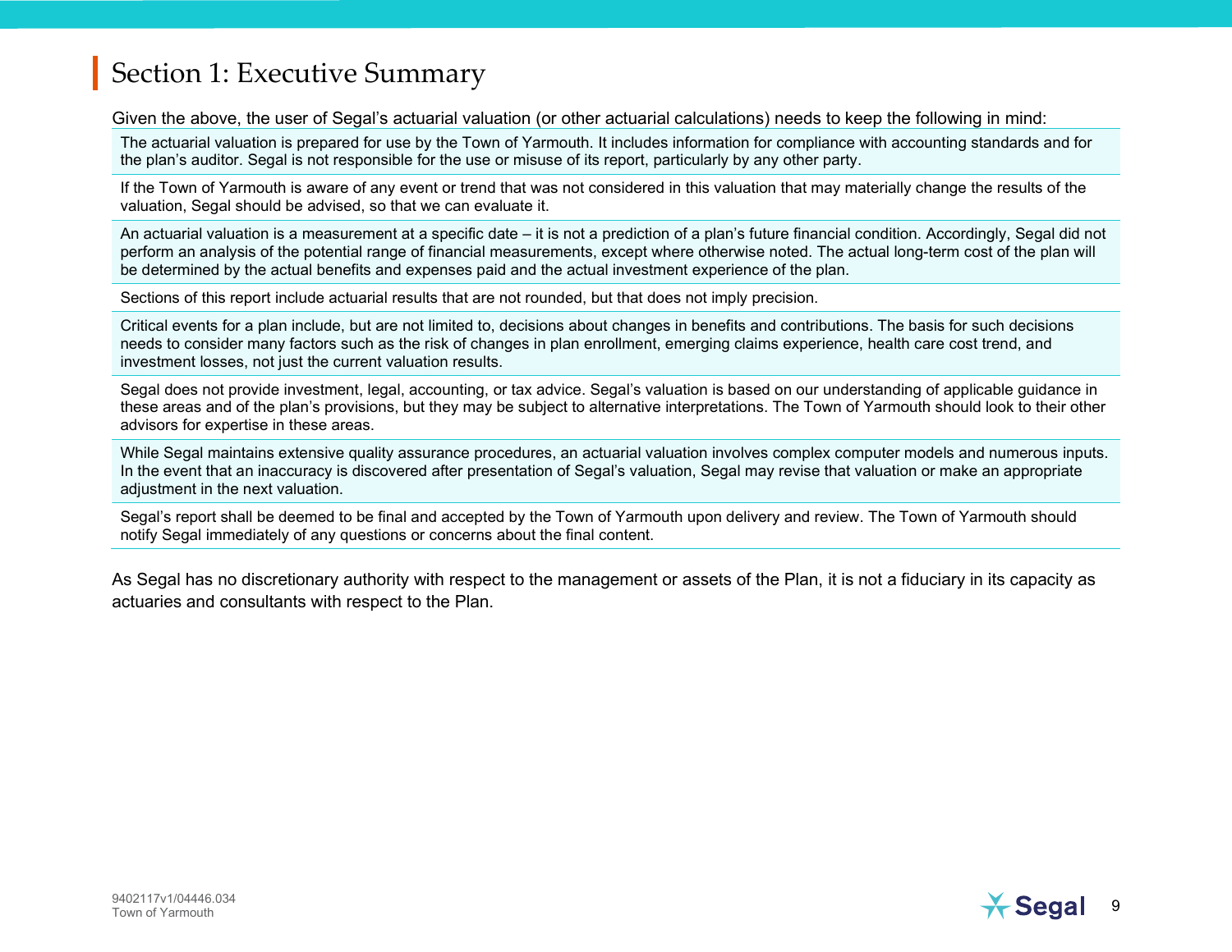# Section 1: Executive Summary

Given the above, the user of Segal's actuarial valuation (or other actuarial calculations) needs to keep the following in mind:

- The actuarial valuation is prepared for use by the Town of Yarmouth. It includes information for compliance with accounting standards and for the plan's auditor. Segal is not responsible for the use or misuse of its report, particularly by any other party.
- If the Town of Yarmouth is aware of any event or trend that was not considered in this valuation that may materially change the results of the valuation, Segal should be advised, so that we can evaluate it.
- An actuarial valuation is a measurement at a specific date – it is not a prediction of a plan's future financial condition. Accordingly, Segal did not perform an analysis of the potential range of financial measurements, except where otherwise noted. The actual long-term cost of the plan will be determined by the actual benefits and expenses paid and the actual investment experience of the plan.
- Sections of this report include actuarial results that are not rounded, but that does not imply precision.
- Critical events for a plan include, but are not limited to, decisions about changes in benefits and contributions. The basis for such decisions needs to consider many factors such as the risk of changes in plan enrollment, emerging claims experience, health care cost trend, and investment losses, not just the current valuation results.
- Segal does not provide investment, legal, accounting, or tax advice. Segal's valuation is based on our understanding of applicable guidance in these areas and of the plan's provisions, but they may be subject to alternative interpretations. The Town of Yarmouth should look to their other advisors for expertise in these areas.
- While Segal maintains extensive quality assurance procedures, an actuarial valuation involves complex computer models and numerous inputs. In the event that an inaccuracy is discovered after presentation of Segal's valuation, Segal may revise that valuation or make an appropriate adjustment in the next valuation.
- Segal's report shall be deemed to be final and accepted by the Town of Yarmouth upon delivery and review. The Town of Yarmouth should notify Segal immediately of any questions or concerns about the final content.

As Segal has no discretionary authority with respect to the management or assets of the Plan, it is not a fiduciary in its capacity as actuaries and consultants with respect to the Plan.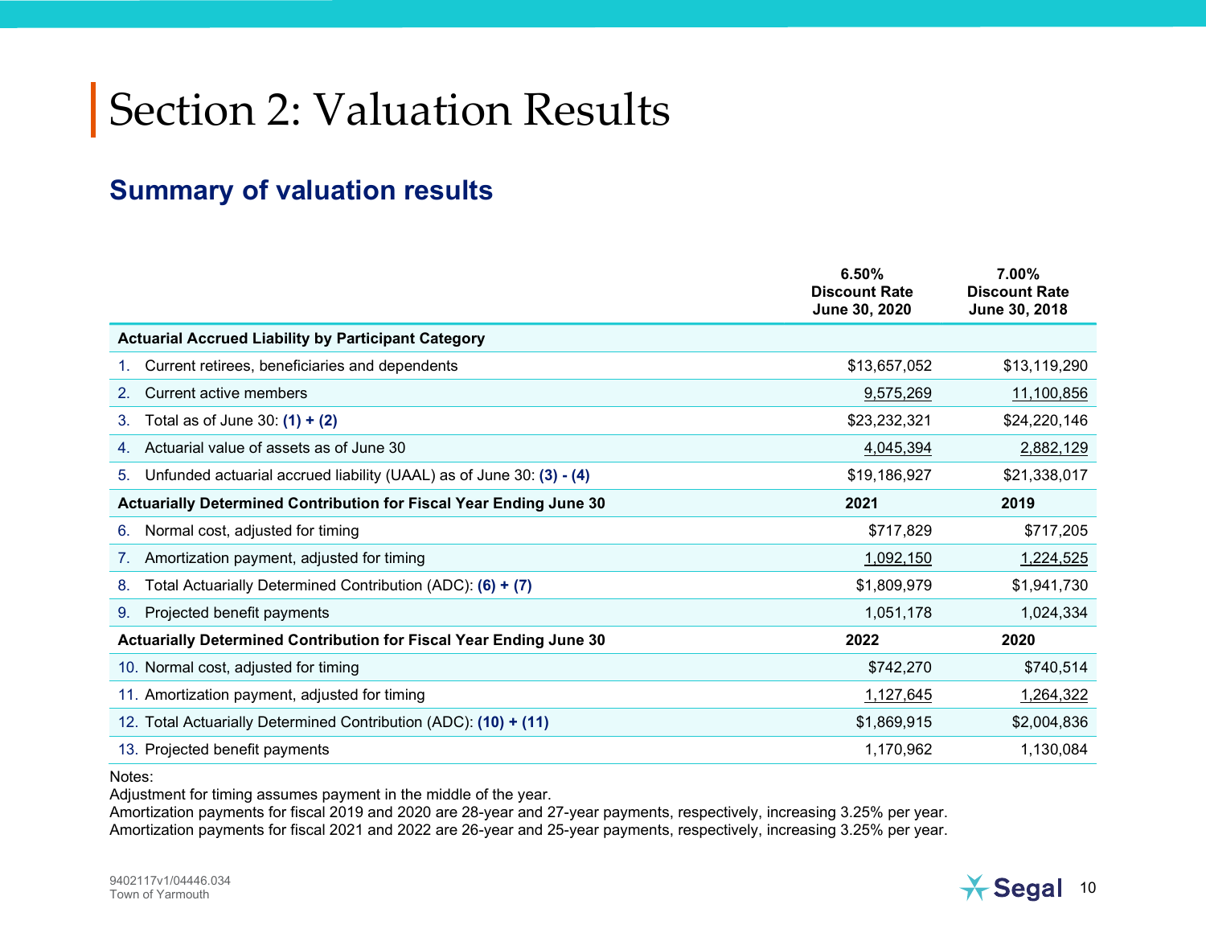# Section 2: Valuation Results

## Summary of valuation results

| | 6.50% Discount Rate June 30, 2020 | 7.00% Discount Rate June 30, 2018 |
|---|---|---|
| **Actuarial Accrued Liability by Participant Category** | | |
| 1. Current retirees, beneficiaries and dependents | $13,657,052 | $13,119,290 |
| 2. Current active members | 9,575,269 | 11,100,856 |
| 3. Total as of June 30: **(1) + (2)** | $23,232,321 | $24,220,146 |
| 4. Actuarial value of assets as of June 30 | 4,045,394 | 2,882,129 |
| 5. Unfunded actuarial accrued liability (UAAL) as of June 30: **(3) - (4)** | $19,186,927 | $21,338,017 |
| **Actuarially Determined Contribution for Fiscal Year Ending June 30** | **2021** | **2019** |
| 6. Normal cost, adjusted for timing | $717,829 | $717,205 |
| 7. Amortization payment, adjusted for timing | 1,092,150 | 1,224,525 |
| 8. Total Actuarially Determined Contribution (ADC): **(6) + (7)** | $1,809,979 | $1,941,730 |
| 9. Projected benefit payments | 1,051,178 | 1,024,334 |
| **Actuarially Determined Contribution for Fiscal Year Ending June 30** | **2022** | **2020** |
| 10. Normal cost, adjusted for timing | $742,270 | $740,514 |
| 11. Amortization payment, adjusted for timing | 1,127,645 | 1,264,322 |
| 12. Total Actuarially Determined Contribution (ADC): **(10) + (11)** | $1,869,915 | $2,004,836 |
| 13. Projected benefit payments | 1,170,962 | 1,130,084 |

Notes:
Adjustment for timing assumes payment in the middle of the year.
Amortization payments for fiscal 2019 and 2020 are 28-year and 27-year payments, respectively, increasing 3.25% per year.
Amortization payments for fiscal 2021 and 2022 are 26-year and 25-year payments, respectively, increasing 3.25% per year.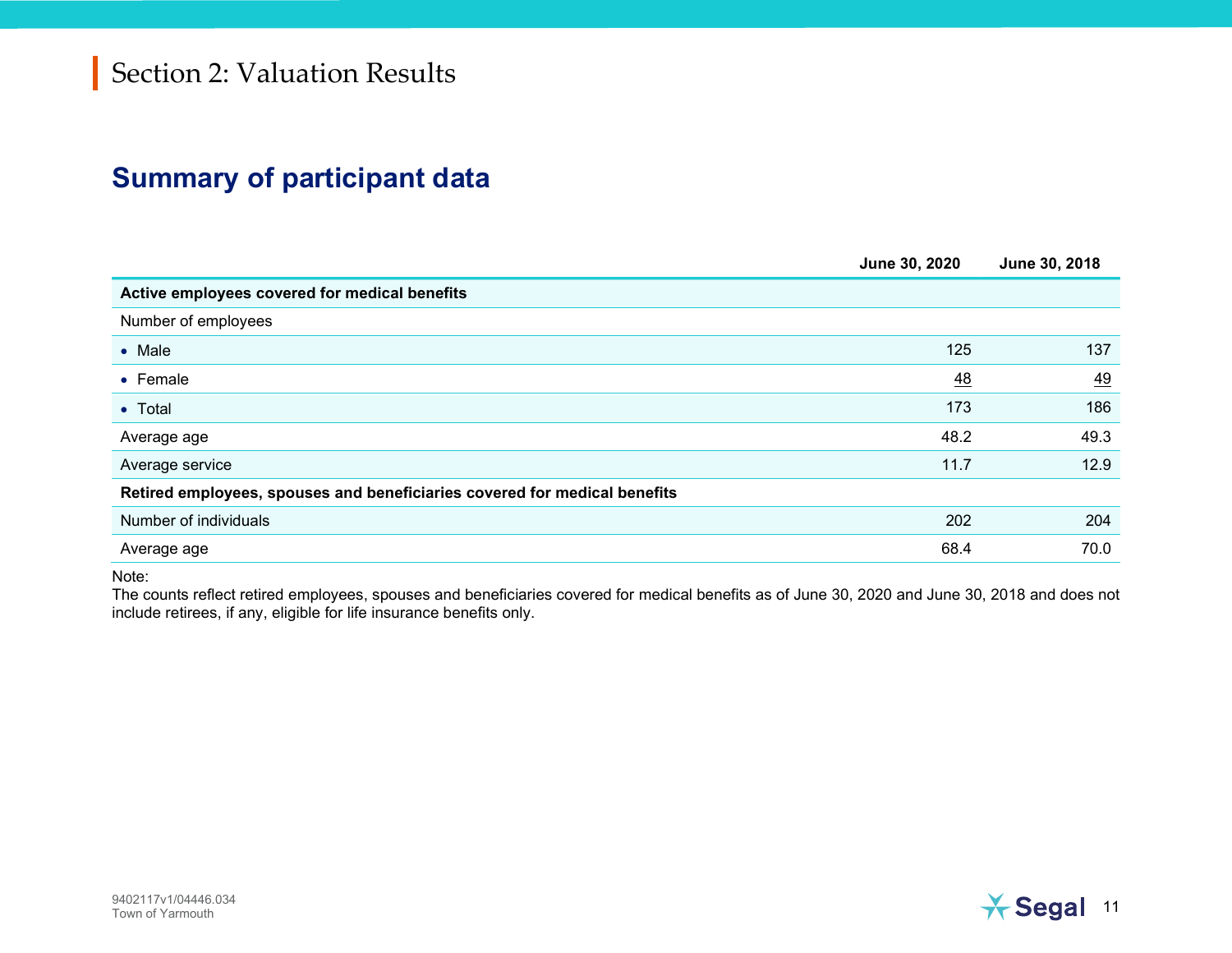# Section 2: Valuation Results

## Summary of participant data

| | June 30, 2020 | June 30, 2018 |
|---|---|---|
| **Active employees covered for medical benefits** | | |
| Number of employees | | |
| • Male | 125 | 137 |
| • Female | 48 | 49 |
| • Total | 173 | 186 |
| Average age | 48.2 | 49.3 |
| Average service | 11.7 | 12.9 |
| **Retired employees, spouses and beneficiaries covered for medical benefits** | | |
| Number of individuals | 202 | 204 |
| Average age | 68.4 | 70.0 |

Note:
The counts reflect retired employees, spouses and beneficiaries covered for medical benefits as of June 30, 2020 and June 30, 2018 and does not include retirees, if any, eligible for life insurance benefits only.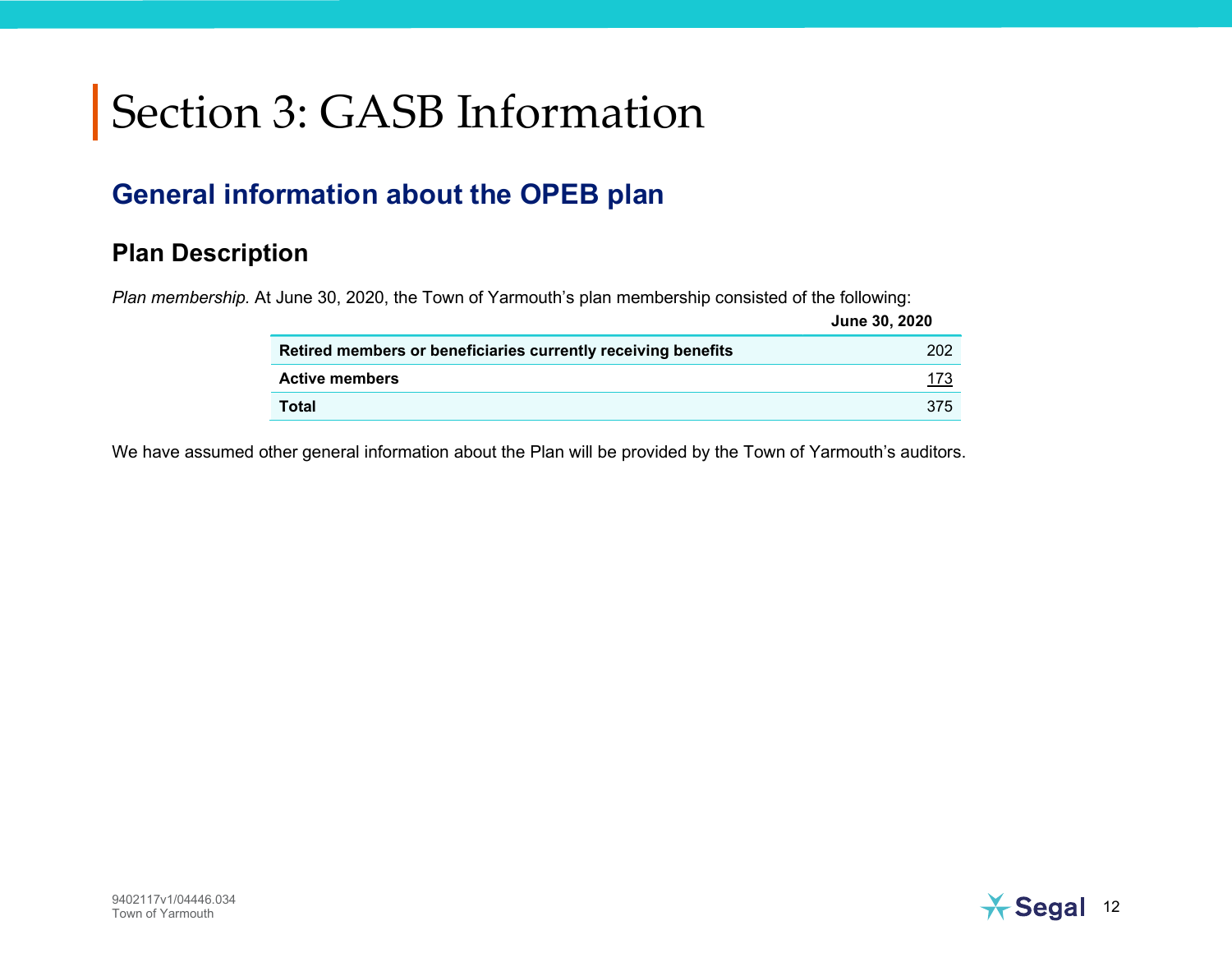# Section 3: GASB Information

## General information about the OPEB plan

### Plan Description

*Plan membership.* At June 30, 2020, the Town of Yarmouth's plan membership consisted of the following:

| | June 30, 2020 |
|---|---|
| **Retired members or beneficiaries currently receiving benefits** | 202 |
| **Active members** | 173 |
| **Total** | 375 |

We have assumed other general information about the Plan will be provided by the Town of Yarmouth's auditors.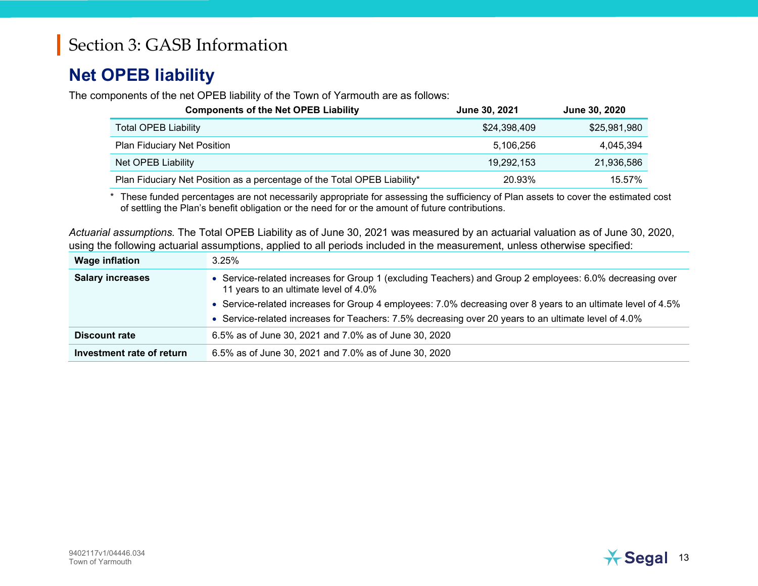# Section 3: GASB Information

## Net OPEB liability

The components of the net OPEB liability of the Town of Yarmouth are as follows:

| Components of the Net OPEB Liability | June 30, 2021 | June 30, 2020 |
|---|---|---|
| Total OPEB Liability | $24,398,409 | $25,981,980 |
| Plan Fiduciary Net Position | 5,106,256 | 4,045,394 |
| Net OPEB Liability | 19,292,153 | 21,936,586 |
| Plan Fiduciary Net Position as a percentage of the Total OPEB Liability* | 20.93% | 15.57% |

\* These funded percentages are not necessarily appropriate for assessing the sufficiency of Plan assets to cover the estimated cost of settling the Plan's benefit obligation or the need for or the amount of future contributions.

*Actuarial assumptions.* The Total OPEB Liability as of June 30, 2021 was measured by an actuarial valuation as of June 30, 2020, using the following actuarial assumptions, applied to all periods included in the measurement, unless otherwise specified:

| | |
|---|---|
| **Wage inflation** | 3.25% |
| **Salary increases** | • Service-related increases for Group 1 (excluding Teachers) and Group 2 employees: 6.0% decreasing over 11 years to an ultimate level of 4.0%<br>• Service-related increases for Group 4 employees: 7.0% decreasing over 8 years to an ultimate level of 4.5%<br>• Service-related increases for Teachers: 7.5% decreasing over 20 years to an ultimate level of 4.0% |
| **Discount rate** | 6.5% as of June 30, 2021 and 7.0% as of June 30, 2020 |
| **Investment rate of return** | 6.5% as of June 30, 2021 and 7.0% as of June 30, 2020 |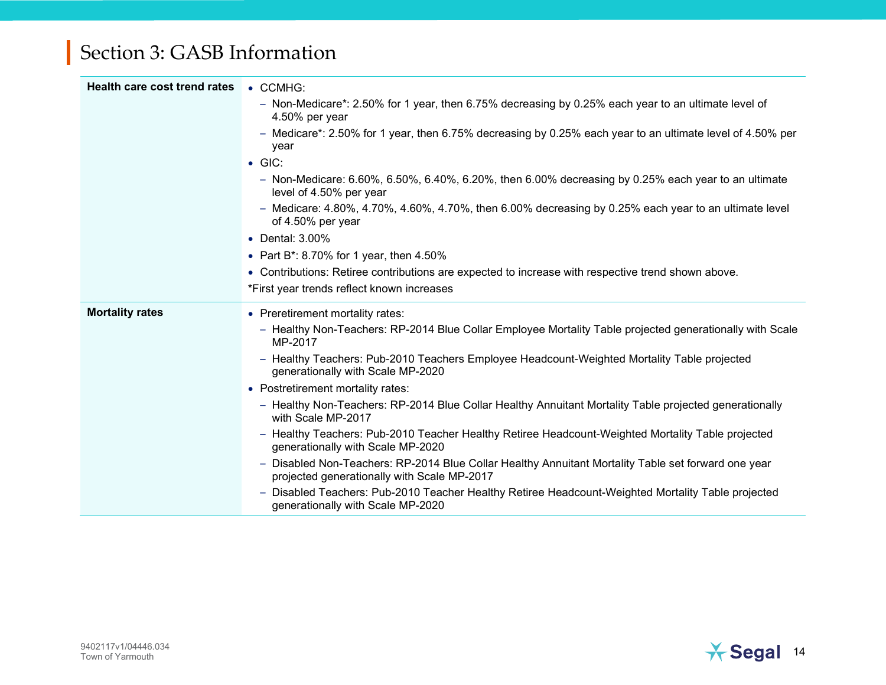## Section 3: GASB Information

| | |
|---|---|
| **Health care cost trend rates** | • CCMHG:<br>– Non-Medicare*: 2.50% for 1 year, then 6.75% decreasing by 0.25% each year to an ultimate level of 4.50% per year<br>– Medicare*: 2.50% for 1 year, then 6.75% decreasing by 0.25% each year to an ultimate level of 4.50% per year<br>• GIC:<br>– Non-Medicare: 6.60%, 6.50%, 6.40%, 6.20%, then 6.00% decreasing by 0.25% each year to an ultimate level of 4.50% per year<br>– Medicare: 4.80%, 4.70%, 4.60%, 4.70%, then 6.00% decreasing by 0.25% each year to an ultimate level of 4.50% per year<br>• Dental: 3.00%<br>• Part B*: 8.70% for 1 year, then 4.50%<br>• Contributions: Retiree contributions are expected to increase with respective trend shown above.<br>*First year trends reflect known increases |
| **Mortality rates** | • Preretirement mortality rates:<br>– Healthy Non-Teachers: RP-2014 Blue Collar Employee Mortality Table projected generationally with Scale MP-2017<br>– Healthy Teachers: Pub-2010 Teachers Employee Headcount-Weighted Mortality Table projected generationally with Scale MP-2020<br>• Postretirement mortality rates:<br>– Healthy Non-Teachers: RP-2014 Blue Collar Healthy Annuitant Mortality Table projected generationally with Scale MP-2017<br>– Healthy Teachers: Pub-2010 Teacher Healthy Retiree Headcount-Weighted Mortality Table projected generationally with Scale MP-2020<br>– Disabled Non-Teachers: RP-2014 Blue Collar Healthy Annuitant Mortality Table set forward one year projected generationally with Scale MP-2017<br>– Disabled Teachers: Pub-2010 Teacher Healthy Retiree Headcount-Weighted Mortality Table projected generationally with Scale MP-2020 |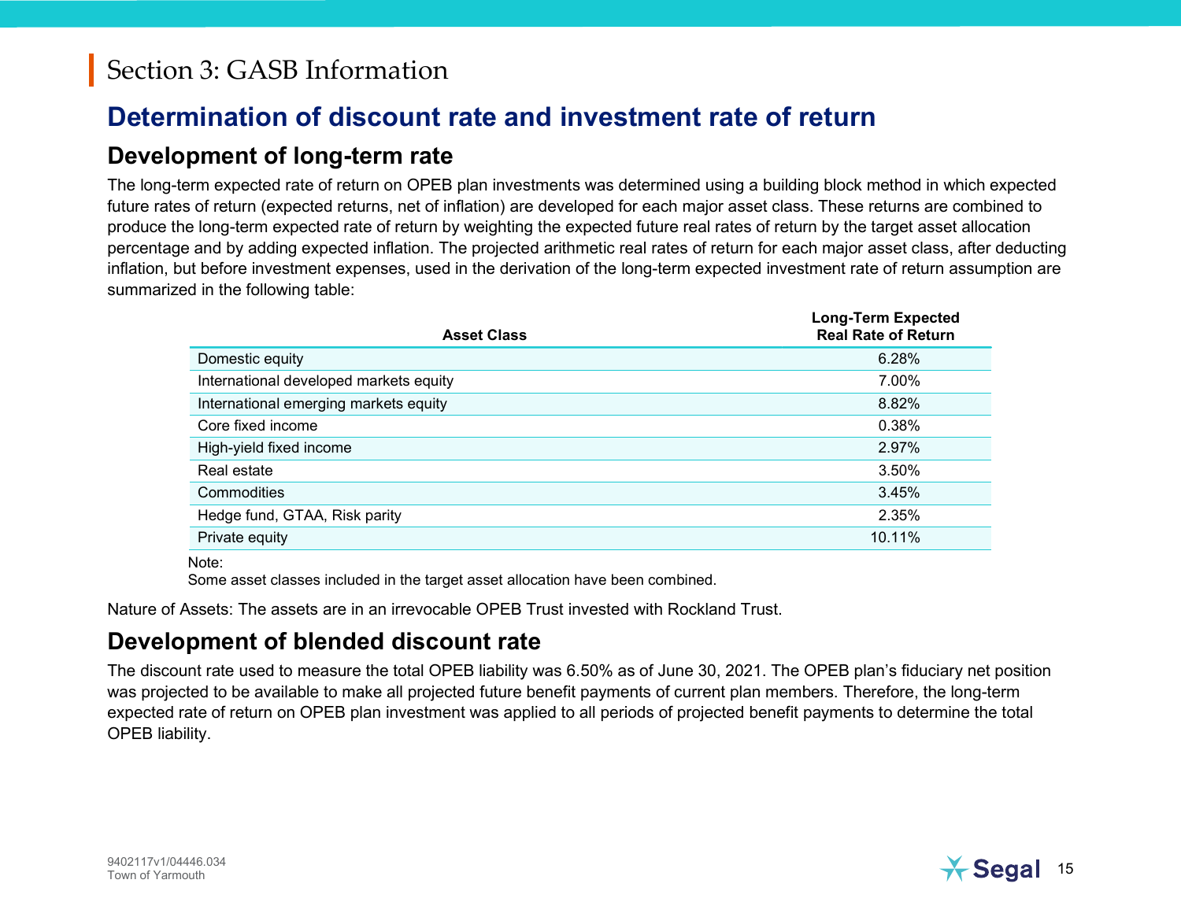# Section 3: GASB Information

## Determination of discount rate and investment rate of return

### Development of long-term rate

The long-term expected rate of return on OPEB plan investments was determined using a building block method in which expected future rates of return (expected returns, net of inflation) are developed for each major asset class. These returns are combined to produce the long-term expected rate of return by weighting the expected future real rates of return by the target asset allocation percentage and by adding expected inflation. The projected arithmetic real rates of return for each major asset class, after deducting inflation, but before investment expenses, used in the derivation of the long-term expected investment rate of return assumption are summarized in the following table:

| Asset Class | Long-Term Expected Real Rate of Return |
|---|---|
| Domestic equity | 6.28% |
| International developed markets equity | 7.00% |
| International emerging markets equity | 8.82% |
| Core fixed income | 0.38% |
| High-yield fixed income | 2.97% |
| Real estate | 3.50% |
| Commodities | 3.45% |
| Hedge fund, GTAA, Risk parity | 2.35% |
| Private equity | 10.11% |

Note:
Some asset classes included in the target asset allocation have been combined.

Nature of Assets: The assets are in an irrevocable OPEB Trust invested with Rockland Trust.

### Development of blended discount rate

The discount rate used to measure the total OPEB liability was 6.50% as of June 30, 2021. The OPEB plan's fiduciary net position was projected to be available to make all projected future benefit payments of current plan members. Therefore, the long-term expected rate of return on OPEB plan investment was applied to all periods of projected benefit payments to determine the total OPEB liability.

9402117v1/04446.034
Town of Yarmouth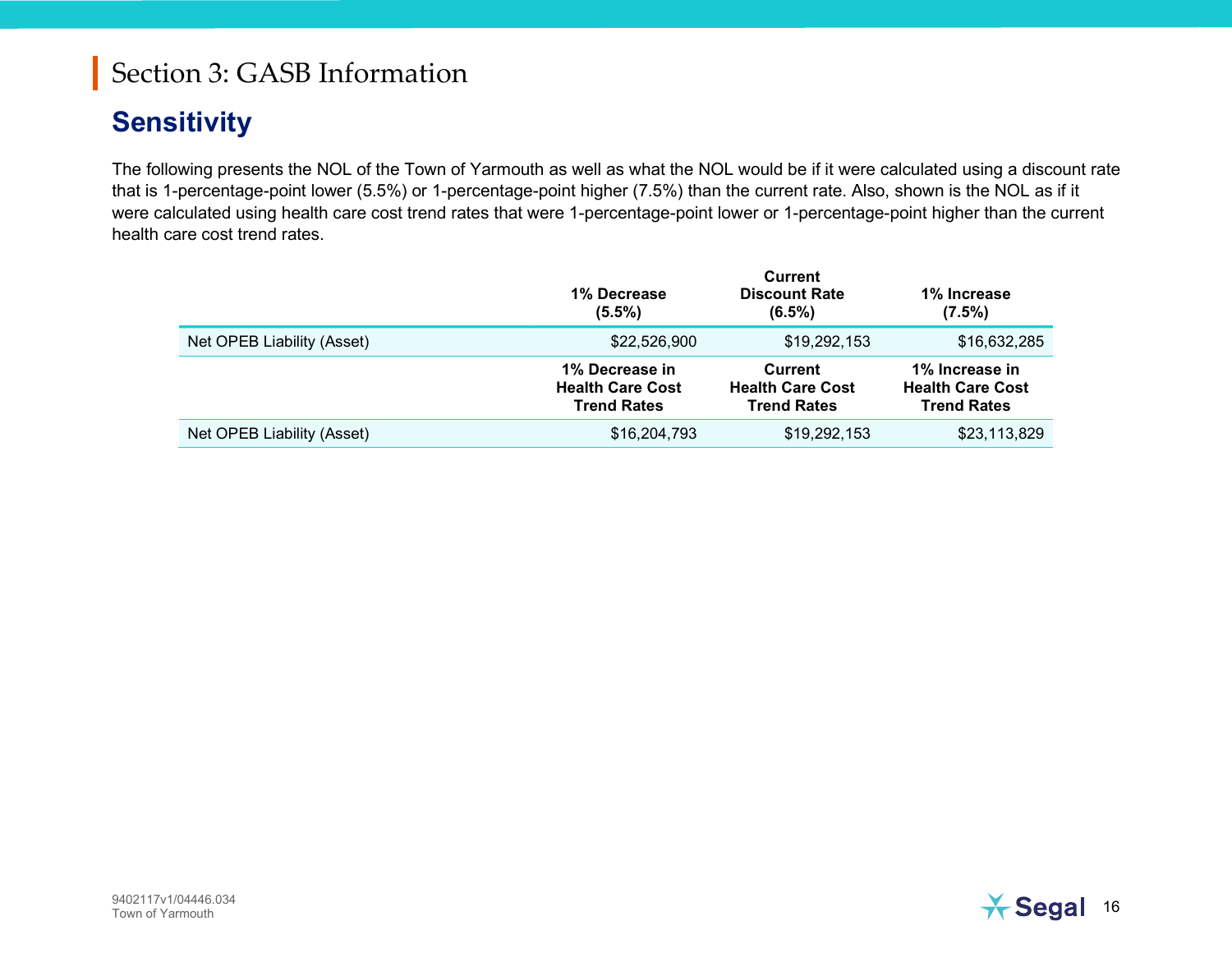# Section 3: GASB Information

## Sensitivity

The following presents the NOL of the Town of Yarmouth as well as what the NOL would be if it were calculated using a discount rate that is 1-percentage-point lower (5.5%) or 1-percentage-point higher (7.5%) than the current rate. Also, shown is the NOL as if it were calculated using health care cost trend rates that were 1-percentage-point lower or 1-percentage-point higher than the current health care cost trend rates.

| | 1% Decrease (5.5%) | Current Discount Rate (6.5%) | 1% Increase (7.5%) |
|---|---|---|---|
| Net OPEB Liability (Asset) | $22,526,900 | $19,292,153 | $16,632,285 |
| | **1% Decrease in Health Care Cost Trend Rates** | **Current Health Care Cost Trend Rates** | **1% Increase in Health Care Cost Trend Rates** |
| Net OPEB Liability (Asset) | $16,204,793 | $19,292,153 | $23,113,829 |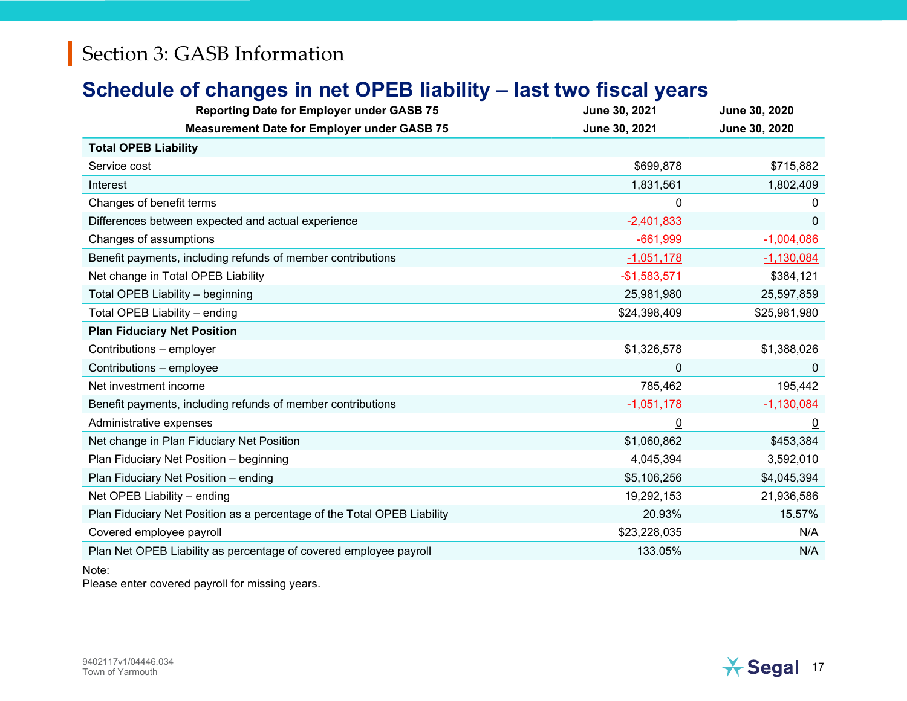# Section 3: GASB Information

## Schedule of changes in net OPEB liability – last two fiscal years

| Reporting Date for Employer under GASB 75 | June 30, 2021 | June 30, 2020 |
|---|---|---|
| **Measurement Date for Employer under GASB 75** | **June 30, 2021** | **June 30, 2020** |
| **Total OPEB Liability** | | |
| Service cost | $699,878 | $715,882 |
| Interest | 1,831,561 | 1,802,409 |
| Changes of benefit terms | 0 | 0 |
| Differences between expected and actual experience | -2,401,833 | 0 |
| Changes of assumptions | -661,999 | -1,004,086 |
| Benefit payments, including refunds of member contributions | -1,051,178 | -1,130,084 |
| Net change in Total OPEB Liability | -$1,583,571 | $384,121 |
| Total OPEB Liability – beginning | 25,981,980 | 25,597,859 |
| Total OPEB Liability – ending | $24,398,409 | $25,981,980 |
| **Plan Fiduciary Net Position** | | |
| Contributions – employer | $1,326,578 | $1,388,026 |
| Contributions – employee | 0 | 0 |
| Net investment income | 785,462 | 195,442 |
| Benefit payments, including refunds of member contributions | -1,051,178 | -1,130,084 |
| Administrative expenses | 0 | 0 |
| Net change in Plan Fiduciary Net Position | $1,060,862 | $453,384 |
| Plan Fiduciary Net Position – beginning | 4,045,394 | 3,592,010 |
| Plan Fiduciary Net Position – ending | $5,106,256 | $4,045,394 |
| Net OPEB Liability – ending | 19,292,153 | 21,936,586 |
| Plan Fiduciary Net Position as a percentage of the Total OPEB Liability | 20.93% | 15.57% |
| Covered employee payroll | $23,228,035 | N/A |
| Plan Net OPEB Liability as percentage of covered employee payroll | 133.05% | N/A |

Note:
Please enter covered payroll for missing years.

9402117v1/04446.034
Town of Yarmouth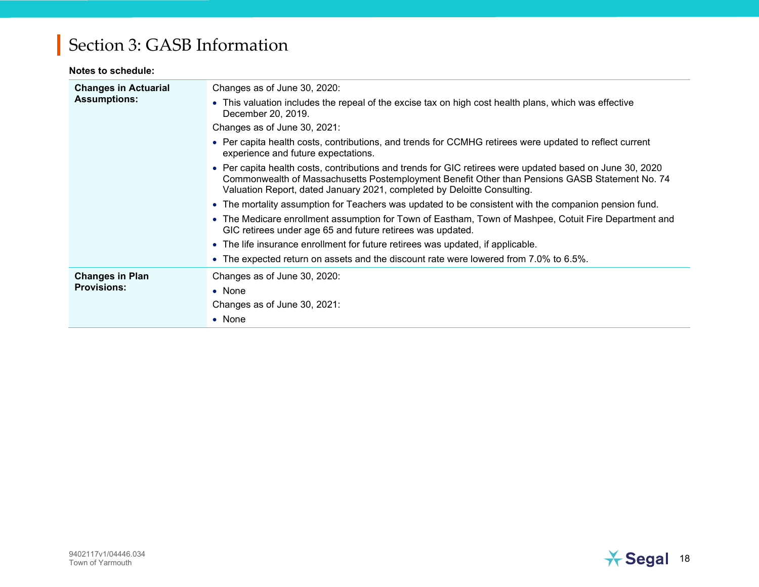## Section 3: GASB Information

**Notes to schedule:**

| | |
|---|---|
| **Changes in Actuarial Assumptions:** | Changes as of June 30, 2020:<br>• This valuation includes the repeal of the excise tax on high cost health plans, which was effective December 20, 2019.<br>Changes as of June 30, 2021:<br>• Per capita health costs, contributions, and trends for CCMHG retirees were updated to reflect current experience and future expectations.<br>• Per capita health costs, contributions and trends for GIC retirees were updated based on June 30, 2020 Commonwealth of Massachusetts Postemployment Benefit Other than Pensions GASB Statement No. 74 Valuation Report, dated January 2021, completed by Deloitte Consulting.<br>• The mortality assumption for Teachers was updated to be consistent with the companion pension fund.<br>• The Medicare enrollment assumption for Town of Eastham, Town of Mashpee, Cotuit Fire Department and GIC retirees under age 65 and future retirees was updated.<br>• The life insurance enrollment for future retirees was updated, if applicable.<br>• The expected return on assets and the discount rate were lowered from 7.0% to 6.5%. |
| **Changes in Plan Provisions:** | Changes as of June 30, 2020:<br>• None<br>Changes as of June 30, 2021:<br>• None |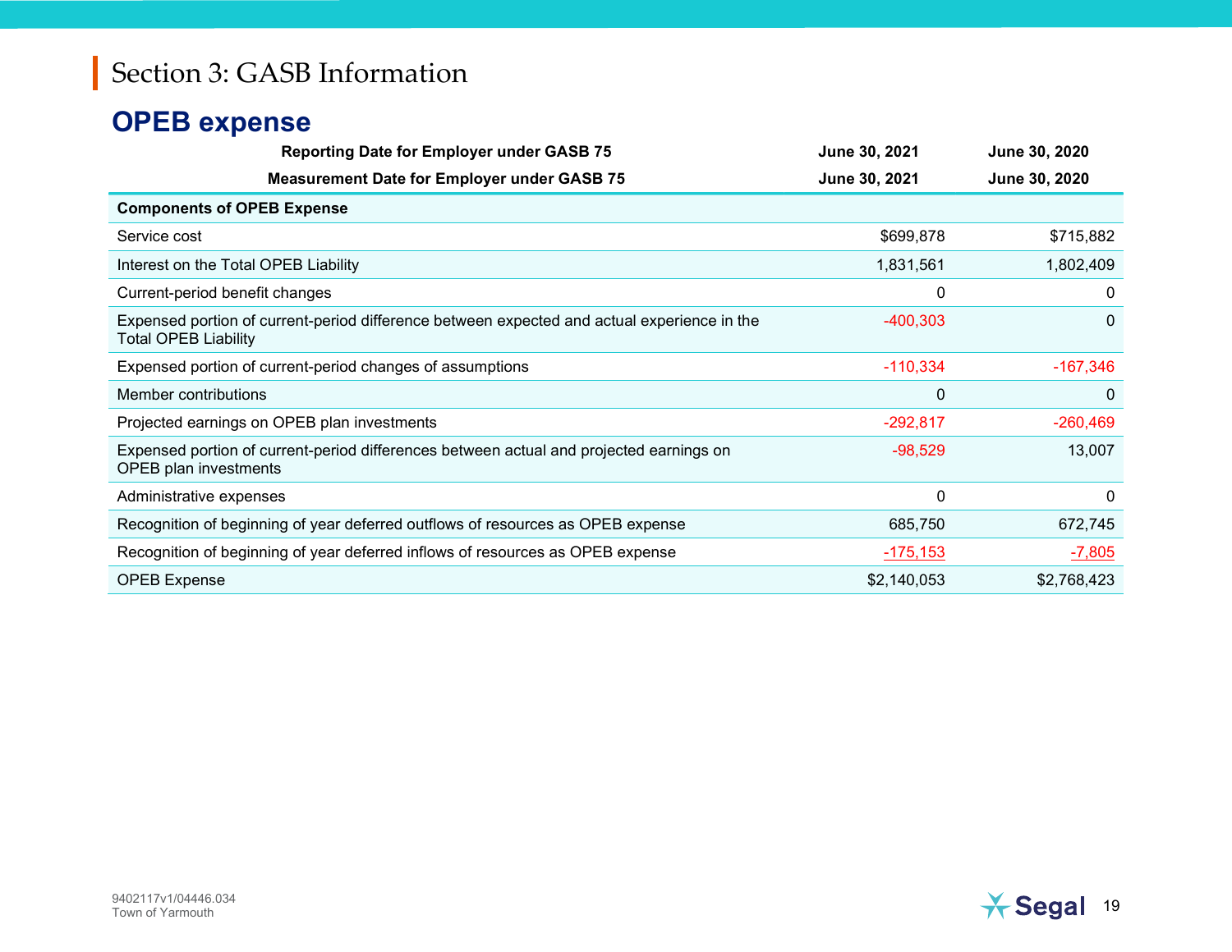# Section 3: GASB Information

## OPEB expense

| Reporting Date for Employer under GASB 75 | June 30, 2021 | June 30, 2020 |
|---|---|---|
| **Measurement Date for Employer under GASB 75** | **June 30, 2021** | **June 30, 2020** |
| **Components of OPEB Expense** | | |
| Service cost | $699,878 | $715,882 |
| Interest on the Total OPEB Liability | 1,831,561 | 1,802,409 |
| Current-period benefit changes | 0 | 0 |
| Expensed portion of current-period difference between expected and actual experience in the Total OPEB Liability | -400,303 | 0 |
| Expensed portion of current-period changes of assumptions | -110,334 | -167,346 |
| Member contributions | 0 | 0 |
| Projected earnings on OPEB plan investments | -292,817 | -260,469 |
| Expensed portion of current-period differences between actual and projected earnings on OPEB plan investments | -98,529 | 13,007 |
| Administrative expenses | 0 | 0 |
| Recognition of beginning of year deferred outflows of resources as OPEB expense | 685,750 | 672,745 |
| Recognition of beginning of year deferred inflows of resources as OPEB expense | -175,153 | -7,805 |
| OPEB Expense | $2,140,053 | $2,768,423 |

9402117v1/04446.034
Town of Yarmouth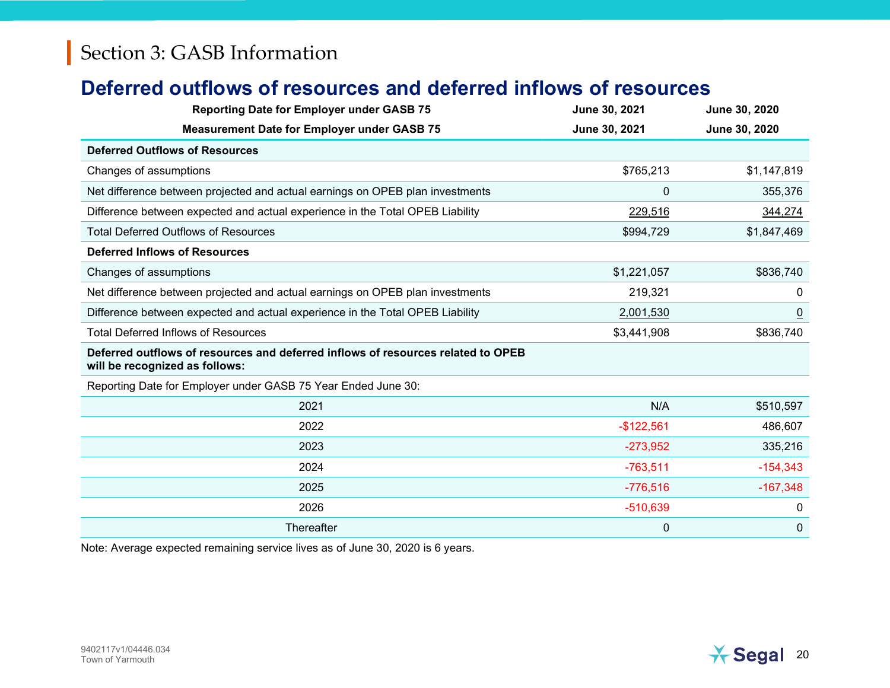# Section 3: GASB Information

## Deferred outflows of resources and deferred inflows of resources

| Reporting Date for Employer under GASB 75 | June 30, 2021 | June 30, 2020 |
|---|---|---|
| **Measurement Date for Employer under GASB 75** | **June 30, 2021** | **June 30, 2020** |
| **Deferred Outflows of Resources** | | |
| Changes of assumptions | $765,213 | $1,147,819 |
| Net difference between projected and actual earnings on OPEB plan investments | 0 | 355,376 |
| Difference between expected and actual experience in the Total OPEB Liability | 229,516 | 344,274 |
| Total Deferred Outflows of Resources | $994,729 | $1,847,469 |
| **Deferred Inflows of Resources** | | |
| Changes of assumptions | $1,221,057 | $836,740 |
| Net difference between projected and actual earnings on OPEB plan investments | 219,321 | 0 |
| Difference between expected and actual experience in the Total OPEB Liability | 2,001,530 | 0 |
| Total Deferred Inflows of Resources | $3,441,908 | $836,740 |
| **Deferred outflows of resources and deferred inflows of resources related to OPEB will be recognized as follows:** | | |
| Reporting Date for Employer under GASB 75 Year Ended June 30: | | |
| 2021 | N/A | $510,597 |
| 2022 | -$122,561 | 486,607 |
| 2023 | -273,952 | 335,216 |
| 2024 | -763,511 | -154,343 |
| 2025 | -776,516 | -167,348 |
| 2026 | -510,639 | 0 |
| Thereafter | 0 | 0 |

Note: Average expected remaining service lives as of June 30, 2020 is 6 years.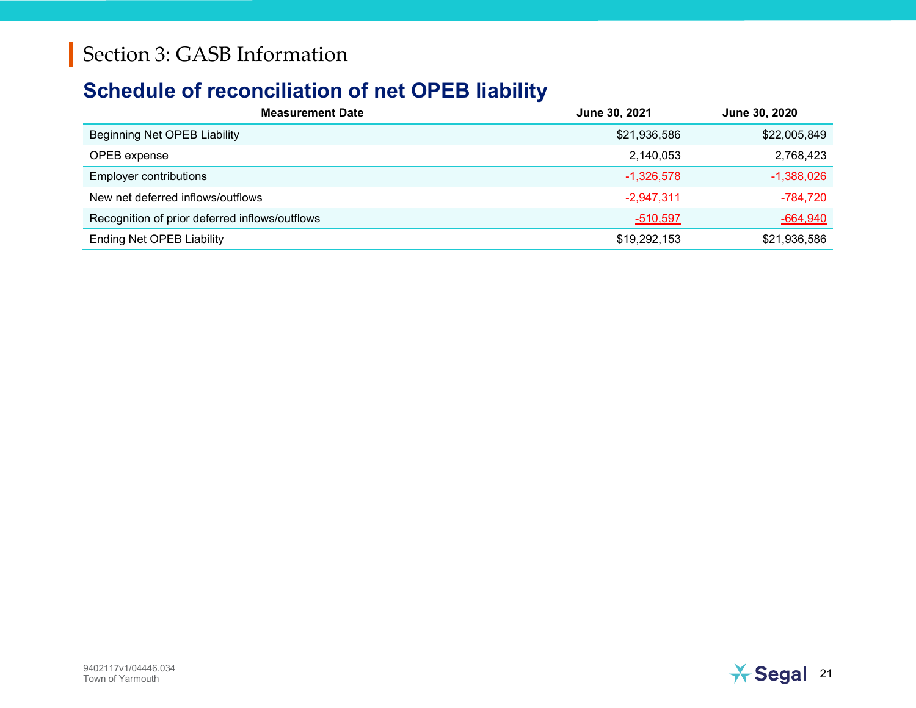# Section 3: GASB Information

## Schedule of reconciliation of net OPEB liability

| Measurement Date | June 30, 2021 | June 30, 2020 |
|---|---|---|
| Beginning Net OPEB Liability | $21,936,586 | $22,005,849 |
| OPEB expense | 2,140,053 | 2,768,423 |
| Employer contributions | -1,326,578 | -1,388,026 |
| New net deferred inflows/outflows | -2,947,311 | -784,720 |
| Recognition of prior deferred inflows/outflows | -510,597 | -664,940 |
| Ending Net OPEB Liability | $19,292,153 | $21,936,586 |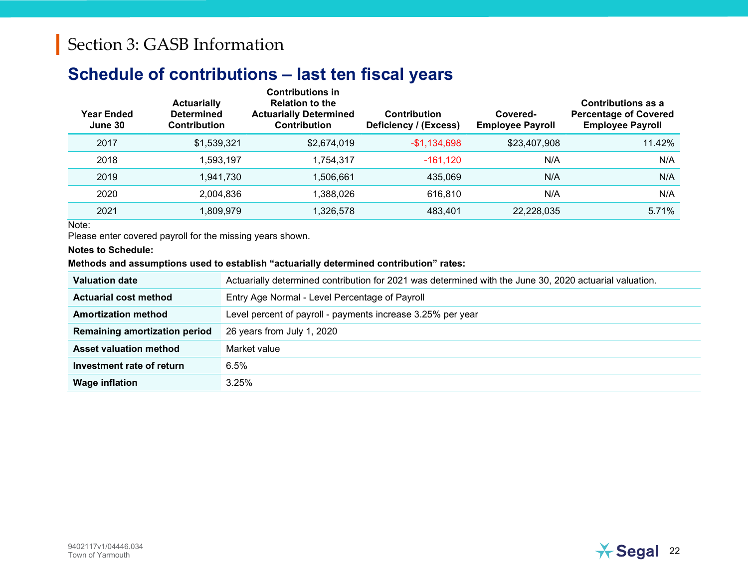# Section 3: GASB Information

## Schedule of contributions – last ten fiscal years

| Year Ended June 30 | Actuarially Determined Contribution | Contributions in Relation to the Actuarially Determined Contribution | Contribution Deficiency / (Excess) | Covered-Employee Payroll | Contributions as a Percentage of Covered Employee Payroll |
|---|---|---|---|---|---|
| 2017 | $1,539,321 | $2,674,019 | -$1,134,698 | $23,407,908 | 11.42% |
| 2018 | 1,593,197 | 1,754,317 | -161,120 | N/A | N/A |
| 2019 | 1,941,730 | 1,506,661 | 435,069 | N/A | N/A |
| 2020 | 2,004,836 | 1,388,026 | 616,810 | N/A | N/A |
| 2021 | 1,809,979 | 1,326,578 | 483,401 | 22,228,035 | 5.71% |

Note:
Please enter covered payroll for the missing years shown.

**Notes to Schedule:**

**Methods and assumptions used to establish "actuarially determined contribution" rates:**

| | |
|---|---|
| **Valuation date** | Actuarially determined contribution for 2021 was determined with the June 30, 2020 actuarial valuation. |
| **Actuarial cost method** | Entry Age Normal - Level Percentage of Payroll |
| **Amortization method** | Level percent of payroll - payments increase 3.25% per year |
| **Remaining amortization period** | 26 years from July 1, 2020 |
| **Asset valuation method** | Market value |
| **Investment rate of return** | 6.5% |
| **Wage inflation** | 3.25% |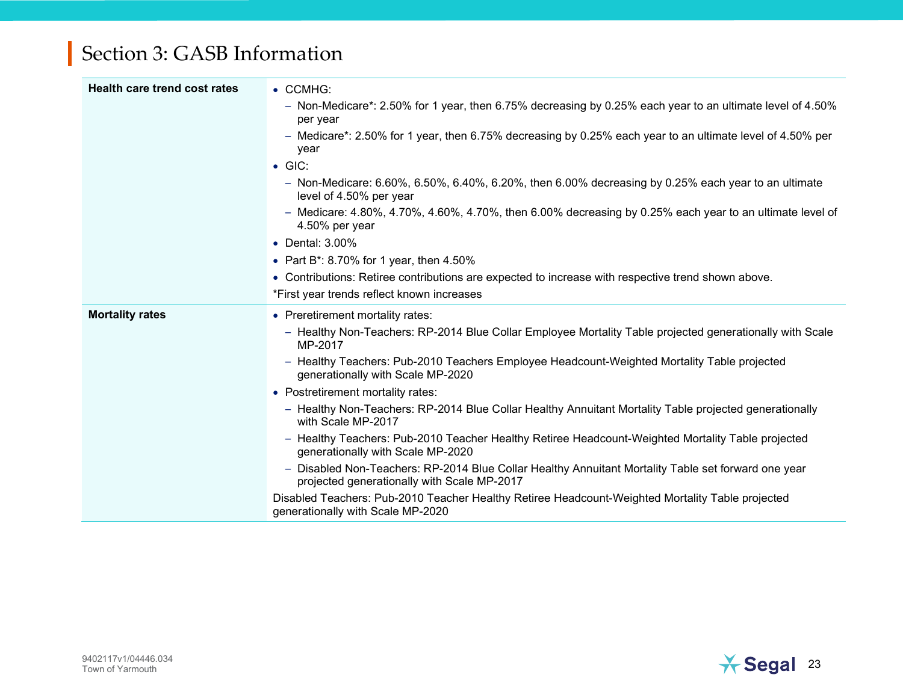## Section 3: GASB Information

| | |
|---|---|
| **Health care trend cost rates** | • CCMHG:<br>– Non-Medicare*: 2.50% for 1 year, then 6.75% decreasing by 0.25% each year to an ultimate level of 4.50% per year<br>– Medicare*: 2.50% for 1 year, then 6.75% decreasing by 0.25% each year to an ultimate level of 4.50% per year<br>• GIC:<br>– Non-Medicare: 6.60%, 6.50%, 6.40%, 6.20%, then 6.00% decreasing by 0.25% each year to an ultimate level of 4.50% per year<br>– Medicare: 4.80%, 4.70%, 4.60%, 4.70%, then 6.00% decreasing by 0.25% each year to an ultimate level of 4.50% per year<br>• Dental: 3.00%<br>• Part B*: 8.70% for 1 year, then 4.50%<br>• Contributions: Retiree contributions are expected to increase with respective trend shown above.<br>*First year trends reflect known increases |
| **Mortality rates** | • Preretirement mortality rates:<br>– Healthy Non-Teachers: RP-2014 Blue Collar Employee Mortality Table projected generationally with Scale MP-2017<br>– Healthy Teachers: Pub-2010 Teachers Employee Headcount-Weighted Mortality Table projected generationally with Scale MP-2020<br>• Postretirement mortality rates:<br>– Healthy Non-Teachers: RP-2014 Blue Collar Healthy Annuitant Mortality Table projected generationally with Scale MP-2017<br>– Healthy Teachers: Pub-2010 Teacher Healthy Retiree Headcount-Weighted Mortality Table projected generationally with Scale MP-2020<br>– Disabled Non-Teachers: RP-2014 Blue Collar Healthy Annuitant Mortality Table set forward one year projected generationally with Scale MP-2017<br>Disabled Teachers: Pub-2010 Teacher Healthy Retiree Headcount-Weighted Mortality Table projected generationally with Scale MP-2020 |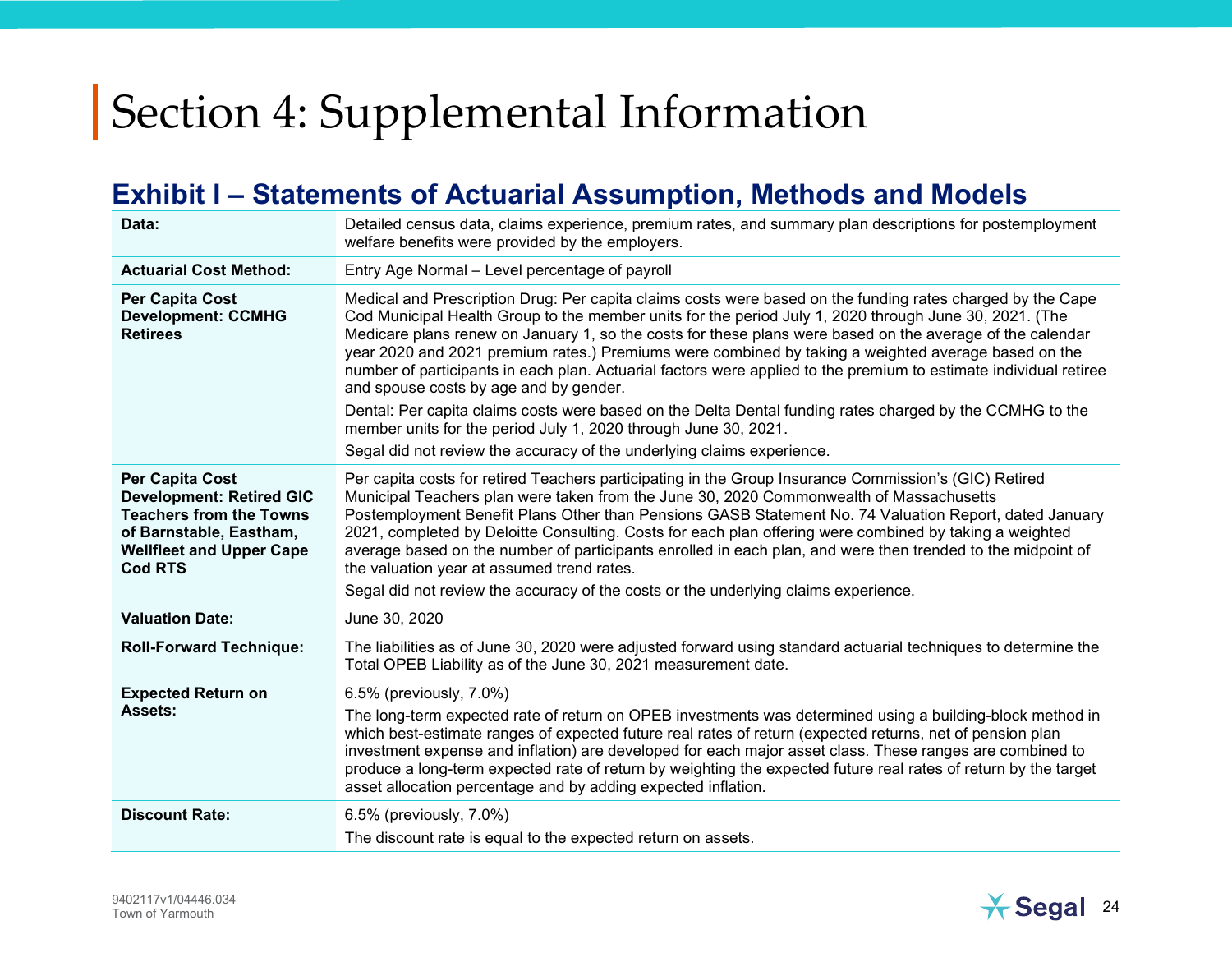# Section 4: Supplemental Information

## Exhibit I – Statements of Actuarial Assumption, Methods and Models

| | |
|---|---|
| **Data:** | Detailed census data, claims experience, premium rates, and summary plan descriptions for postemployment welfare benefits were provided by the employers. |
| **Actuarial Cost Method:** | Entry Age Normal – Level percentage of payroll |
| **Per Capita Cost Development: CCMHG Retirees** | Medical and Prescription Drug: Per capita claims costs were based on the funding rates charged by the Cape Cod Municipal Health Group to the member units for the period July 1, 2020 through June 30, 2021. (The Medicare plans renew on January 1, so the costs for these plans were based on the average of the calendar year 2020 and 2021 premium rates.) Premiums were combined by taking a weighted average based on the number of participants in each plan. Actuarial factors were applied to the premium to estimate individual retiree and spouse costs by age and by gender.<br><br>Dental: Per capita claims costs were based on the Delta Dental funding rates charged by the CCMHG to the member units for the period July 1, 2020 through June 30, 2021.<br><br>Segal did not review the accuracy of the underlying claims experience. |
| **Per Capita Cost Development: Retired GIC Teachers from the Towns of Barnstable, Eastham, Wellfleet and Upper Cape Cod RTS** | Per capita costs for retired Teachers participating in the Group Insurance Commission's (GIC) Retired Municipal Teachers plan were taken from the June 30, 2020 Commonwealth of Massachusetts Postemployment Benefit Plans Other than Pensions GASB Statement No. 74 Valuation Report, dated January 2021, completed by Deloitte Consulting. Costs for each plan offering were combined by taking a weighted average based on the number of participants enrolled in each plan, and were then trended to the midpoint of the valuation year at assumed trend rates.<br><br>Segal did not review the accuracy of the costs or the underlying claims experience. |
| **Valuation Date:** | June 30, 2020 |
| **Roll-Forward Technique:** | The liabilities as of June 30, 2020 were adjusted forward using standard actuarial techniques to determine the Total OPEB Liability as of the June 30, 2021 measurement date. |
| **Expected Return on Assets:** | 6.5% (previously, 7.0%)<br><br>The long-term expected rate of return on OPEB investments was determined using a building-block method in which best-estimate ranges of expected future real rates of return (expected returns, net of pension plan investment expense and inflation) are developed for each major asset class. These ranges are combined to produce a long-term expected rate of return by weighting the expected future real rates of return by the target asset allocation percentage and by adding expected inflation. |
| **Discount Rate:** | 6.5% (previously, 7.0%)<br><br>The discount rate is equal to the expected return on assets. |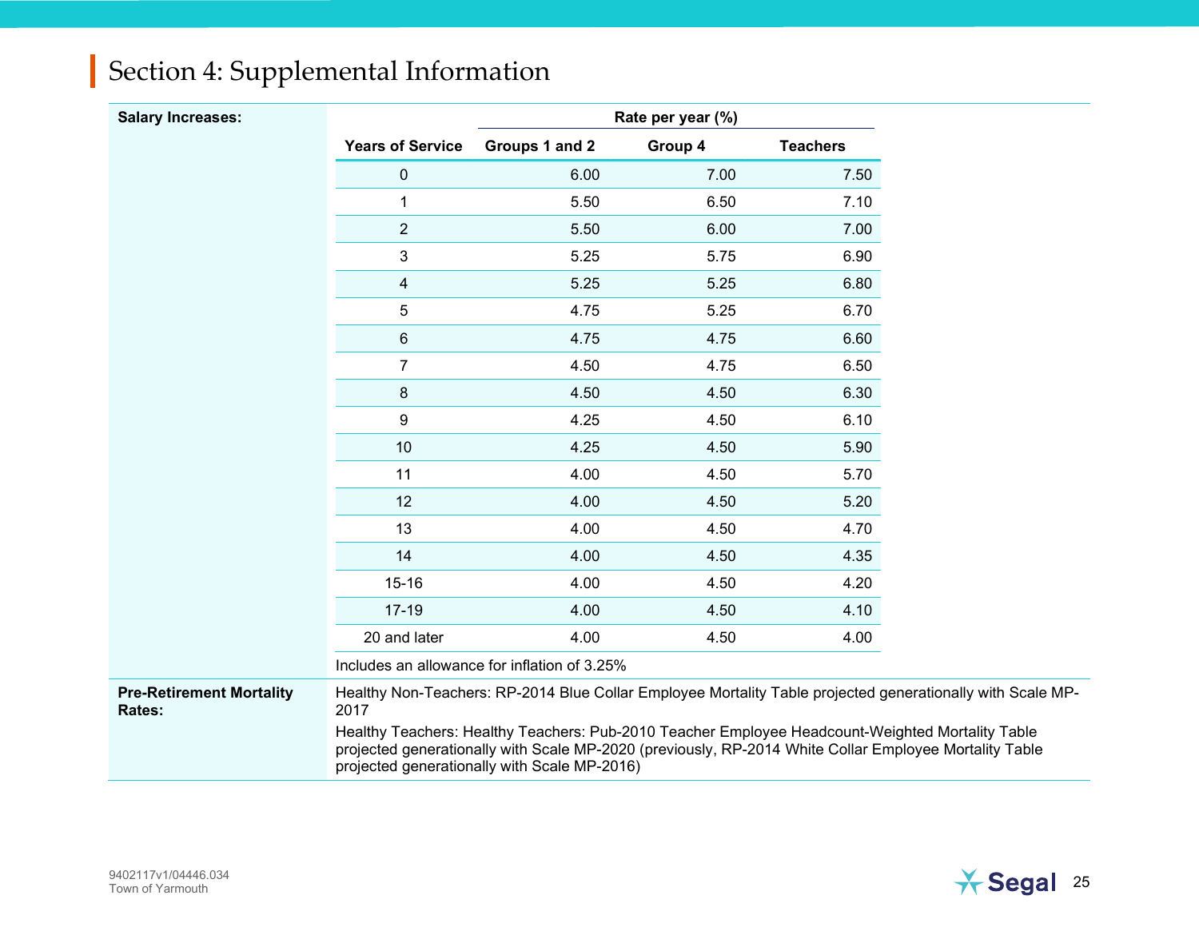# Section 4: Supplemental Information

**Salary Increases:**

| | Rate per year (%) | | |
|---|---|---|---|
| **Years of Service** | **Groups 1 and 2** | **Group 4** | **Teachers** |
| 0 | 6.00 | 7.00 | 7.50 |
| 1 | 5.50 | 6.50 | 7.10 |
| 2 | 5.50 | 6.00 | 7.00 |
| 3 | 5.25 | 5.75 | 6.90 |
| 4 | 5.25 | 5.25 | 6.80 |
| 5 | 4.75 | 5.25 | 6.70 |
| 6 | 4.75 | 4.75 | 6.60 |
| 7 | 4.50 | 4.75 | 6.50 |
| 8 | 4.50 | 4.50 | 6.30 |
| 9 | 4.25 | 4.50 | 6.10 |
| 10 | 4.25 | 4.50 | 5.90 |
| 11 | 4.00 | 4.50 | 5.70 |
| 12 | 4.00 | 4.50 | 5.20 |
| 13 | 4.00 | 4.50 | 4.70 |
| 14 | 4.00 | 4.50 | 4.35 |
| 15-16 | 4.00 | 4.50 | 4.20 |
| 17-19 | 4.00 | 4.50 | 4.10 |
| 20 and later | 4.00 | 4.50 | 4.00 |

Includes an allowance for inflation of 3.25%

**Pre-Retirement Mortality Rates:**

Healthy Non-Teachers: RP-2014 Blue Collar Employee Mortality Table projected generationally with Scale MP-2017

Healthy Teachers: Healthy Teachers: Pub-2010 Teacher Employee Headcount-Weighted Mortality Table projected generationally with Scale MP-2020 (previously, RP-2014 White Collar Employee Mortality Table projected generationally with Scale MP-2016)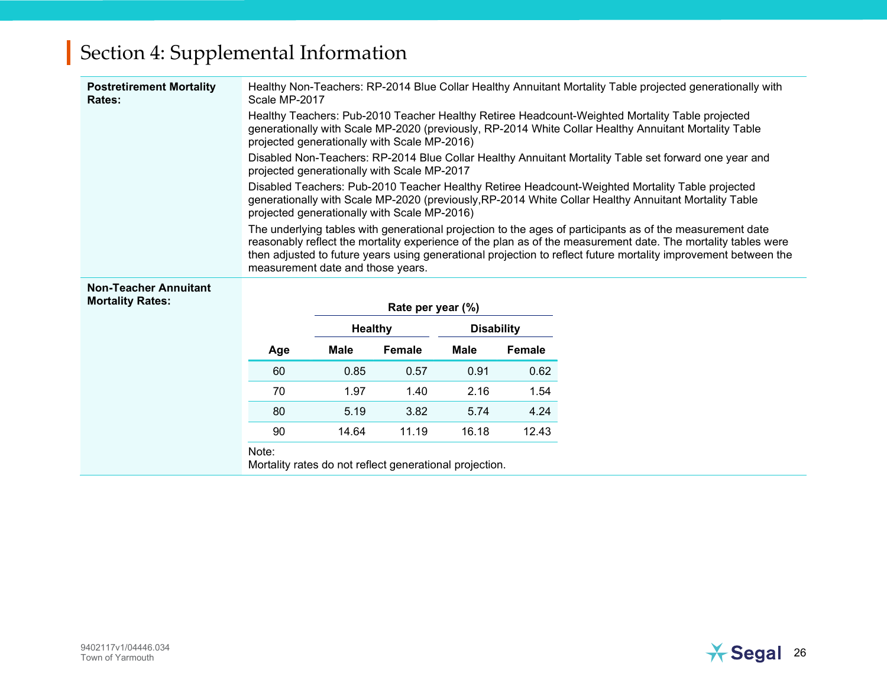# Section 4: Supplemental Information

**Postretirement Mortality Rates:**

Healthy Non-Teachers: RP-2014 Blue Collar Healthy Annuitant Mortality Table projected generationally with Scale MP-2017

Healthy Teachers: Pub-2010 Teacher Healthy Retiree Headcount-Weighted Mortality Table projected generationally with Scale MP-2020 (previously, RP-2014 White Collar Healthy Annuitant Mortality Table projected generationally with Scale MP-2016)

Disabled Non-Teachers: RP-2014 Blue Collar Healthy Annuitant Mortality Table set forward one year and projected generationally with Scale MP-2017

Disabled Teachers: Pub-2010 Teacher Healthy Retiree Headcount-Weighted Mortality Table projected generationally with Scale MP-2020 (previously,RP-2014 White Collar Healthy Annuitant Mortality Table projected generationally with Scale MP-2016)

The underlying tables with generational projection to the ages of participants as of the measurement date reasonably reflect the mortality experience of the plan as of the measurement date. The mortality tables were then adjusted to future years using generational projection to reflect future mortality improvement between the measurement date and those years.

**Non-Teacher Annuitant Mortality Rates:**

| | Rate per year (%) | | | |
|---|---|---|---|---|
| | Healthy | | Disability | |
| Age | Male | Female | Male | Female |
| 60 | 0.85 | 0.57 | 0.91 | 0.62 |
| 70 | 1.97 | 1.40 | 2.16 | 1.54 |
| 80 | 5.19 | 3.82 | 5.74 | 4.24 |
| 90 | 14.64 | 11.19 | 16.18 | 12.43 |

Note:
Mortality rates do not reflect generational projection.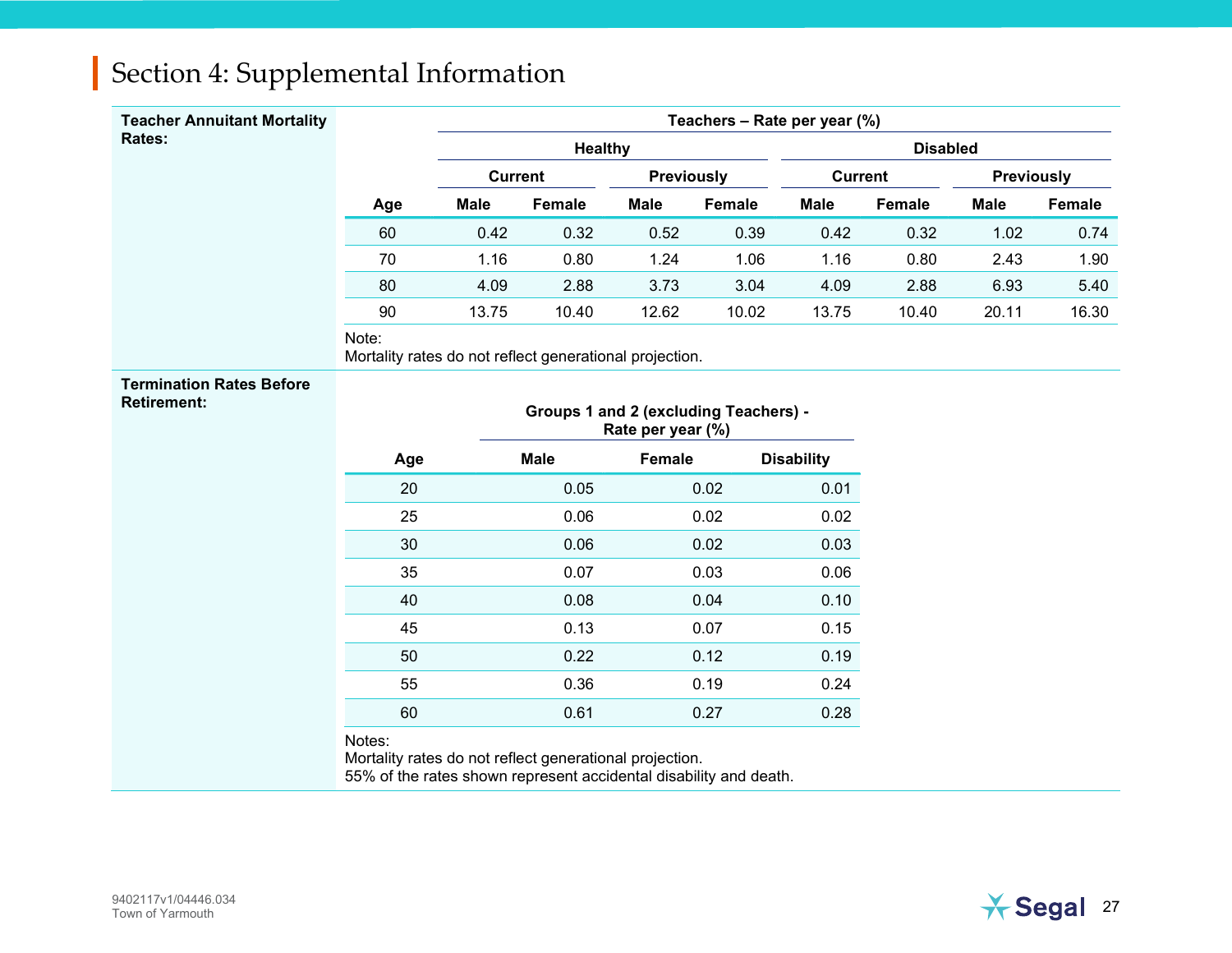## Section 4: Supplemental Information

**Teacher Annuitant Mortality Rates:**

| | Teachers – Rate per year (%) | | | | | | | |
|---|---|---|---|---|---|---|---|---|
| | Healthy | | | | Disabled | | | |
| | Current | | Previously | | Current | | Previously | |
| Age | Male | Female | Male | Female | Male | Female | Male | Female |
| 60 | 0.42 | 0.32 | 0.52 | 0.39 | 0.42 | 0.32 | 1.02 | 0.74 |
| 70 | 1.16 | 0.80 | 1.24 | 1.06 | 1.16 | 0.80 | 2.43 | 1.90 |
| 80 | 4.09 | 2.88 | 3.73 | 3.04 | 4.09 | 2.88 | 6.93 | 5.40 |
| 90 | 13.75 | 10.40 | 12.62 | 10.02 | 13.75 | 10.40 | 20.11 | 16.30 |

Note:
Mortality rates do not reflect generational projection.

**Termination Rates Before Retirement:**

| | Groups 1 and 2 (excluding Teachers) - Rate per year (%) | | |
|---|---|---|---|
| Age | Male | Female | Disability |
| 20 | 0.05 | 0.02 | 0.01 |
| 25 | 0.06 | 0.02 | 0.02 |
| 30 | 0.06 | 0.02 | 0.03 |
| 35 | 0.07 | 0.03 | 0.06 |
| 40 | 0.08 | 0.04 | 0.10 |
| 45 | 0.13 | 0.07 | 0.15 |
| 50 | 0.22 | 0.12 | 0.19 |
| 55 | 0.36 | 0.19 | 0.24 |
| 60 | 0.61 | 0.27 | 0.28 |

Notes:
Mortality rates do not reflect generational projection.
55% of the rates shown represent accidental disability and death.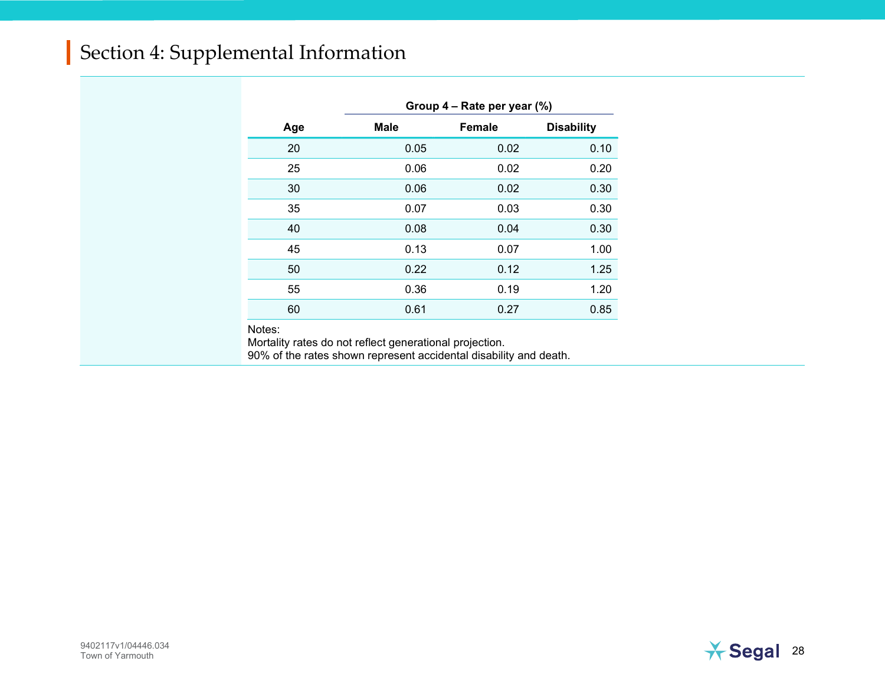## Section 4: Supplemental Information

| Age | Group 4 – Rate per year (%) | | |
|---|---|---|---|
| | Male | Female | Disability |
| 20 | 0.05 | 0.02 | 0.10 |
| 25 | 0.06 | 0.02 | 0.20 |
| 30 | 0.06 | 0.02 | 0.30 |
| 35 | 0.07 | 0.03 | 0.30 |
| 40 | 0.08 | 0.04 | 0.30 |
| 45 | 0.13 | 0.07 | 1.00 |
| 50 | 0.22 | 0.12 | 1.25 |
| 55 | 0.36 | 0.19 | 1.20 |
| 60 | 0.61 | 0.27 | 0.85 |

Notes:
Mortality rates do not reflect generational projection.
90% of the rates shown represent accidental disability and death.

9402117v1/04446.034
Town of Yarmouth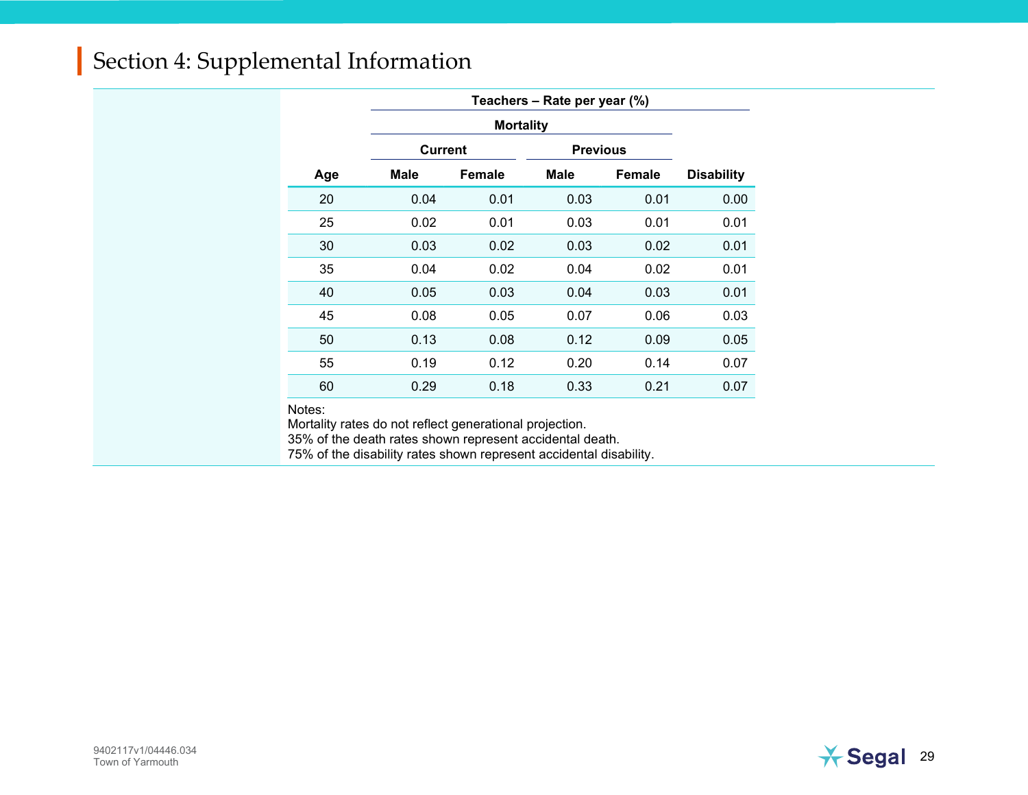## Section 4: Supplemental Information

| | Teachers – Rate per year (%) | | | | |
|---|---|---|---|---|---|
| | Mortality | | | | |
| | Current | | Previous | | |
| Age | Male | Female | Male | Female | Disability |
| 20 | 0.04 | 0.01 | 0.03 | 0.01 | 0.00 |
| 25 | 0.02 | 0.01 | 0.03 | 0.01 | 0.01 |
| 30 | 0.03 | 0.02 | 0.03 | 0.02 | 0.01 |
| 35 | 0.04 | 0.02 | 0.04 | 0.02 | 0.01 |
| 40 | 0.05 | 0.03 | 0.04 | 0.03 | 0.01 |
| 45 | 0.08 | 0.05 | 0.07 | 0.06 | 0.03 |
| 50 | 0.13 | 0.08 | 0.12 | 0.09 | 0.05 |
| 55 | 0.19 | 0.12 | 0.20 | 0.14 | 0.07 |
| 60 | 0.29 | 0.18 | 0.33 | 0.21 | 0.07 |

Notes:
Mortality rates do not reflect generational projection.
35% of the death rates shown represent accidental death.
75% of the disability rates shown represent accidental disability.

9402117v1/04446.034
Town of Yarmouth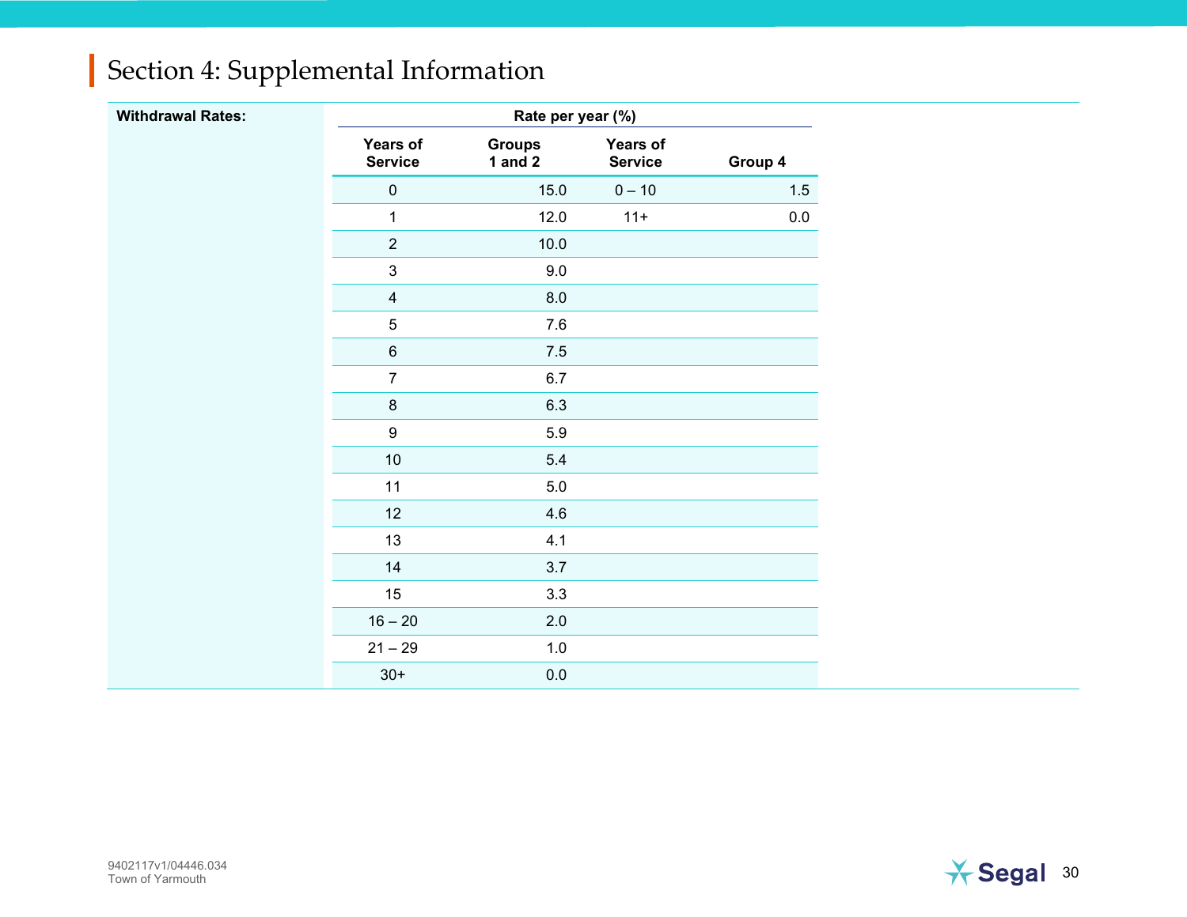## Section 4: Supplemental Information

**Withdrawal Rates:**

| Rate per year (%) | | | |
|---|---|---|---|
| **Years of Service** | **Groups 1 and 2** | **Years of Service** | **Group 4** |
| 0 | 15.0 | 0 – 10 | 1.5 |
| 1 | 12.0 | 11+ | 0.0 |
| 2 | 10.0 | | |
| 3 | 9.0 | | |
| 4 | 8.0 | | |
| 5 | 7.6 | | |
| 6 | 7.5 | | |
| 7 | 6.7 | | |
| 8 | 6.3 | | |
| 9 | 5.9 | | |
| 10 | 5.4 | | |
| 11 | 5.0 | | |
| 12 | 4.6 | | |
| 13 | 4.1 | | |
| 14 | 3.7 | | |
| 15 | 3.3 | | |
| 16 – 20 | 2.0 | | |
| 21 – 29 | 1.0 | | |
| 30+ | 0.0 | | |

9402117v1/04446.034
Town of Yarmouth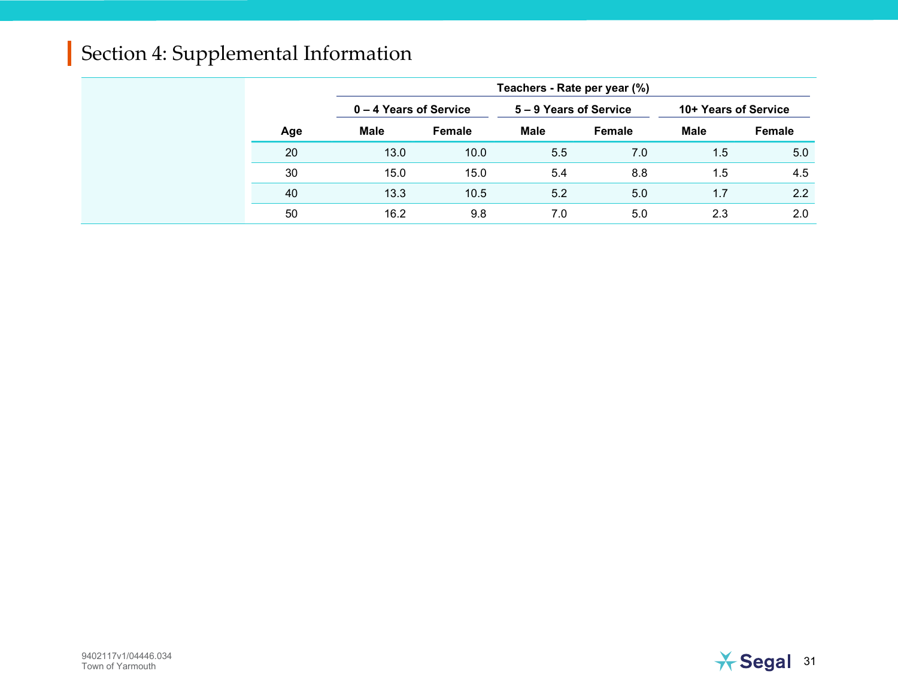## Section 4: Supplemental Information

| | Teachers - Rate per year (%) | | | | | |
|---|---|---|---|---|---|---|
| | 0 – 4 Years of Service | | 5 – 9 Years of Service | | 10+ Years of Service | |
| Age | Male | Female | Male | Female | Male | Female |
| 20 | 13.0 | 10.0 | 5.5 | 7.0 | 1.5 | 5.0 |
| 30 | 15.0 | 15.0 | 5.4 | 8.8 | 1.5 | 4.5 |
| 40 | 13.3 | 10.5 | 5.2 | 5.0 | 1.7 | 2.2 |
| 50 | 16.2 | 9.8 | 7.0 | 5.0 | 2.3 | 2.0 |

9402117v1/04446.034
Town of Yarmouth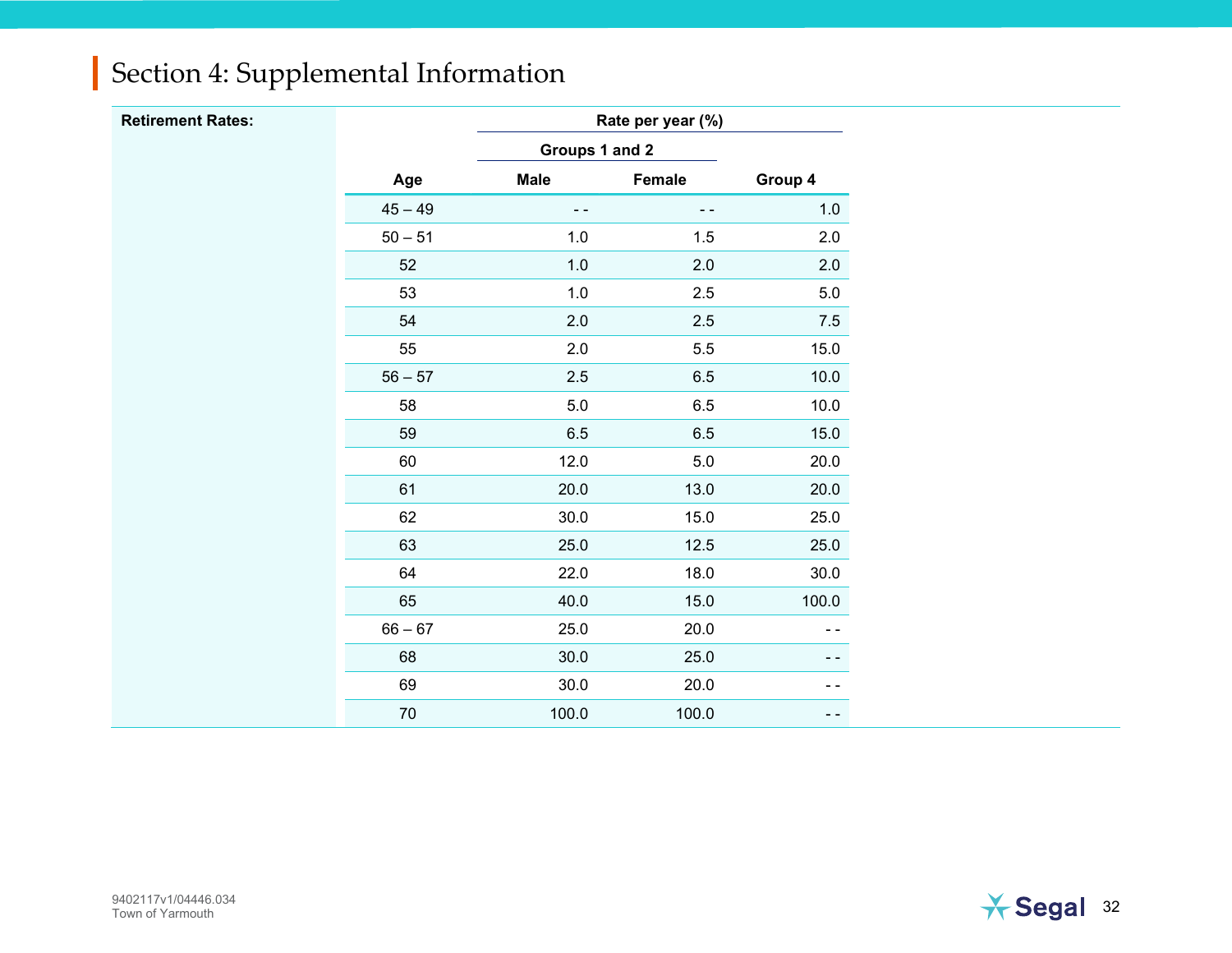# Section 4: Supplemental Information

**Retirement Rates:**

| Age | Rate per year (%) | | |
|---|---|---|---|
| | Groups 1 and 2 | | |
| | Male | Female | Group 4 |
| 45 – 49 | - - | - - | 1.0 |
| 50 – 51 | 1.0 | 1.5 | 2.0 |
| 52 | 1.0 | 2.0 | 2.0 |
| 53 | 1.0 | 2.5 | 5.0 |
| 54 | 2.0 | 2.5 | 7.5 |
| 55 | 2.0 | 5.5 | 15.0 |
| 56 – 57 | 2.5 | 6.5 | 10.0 |
| 58 | 5.0 | 6.5 | 10.0 |
| 59 | 6.5 | 6.5 | 15.0 |
| 60 | 12.0 | 5.0 | 20.0 |
| 61 | 20.0 | 13.0 | 20.0 |
| 62 | 30.0 | 15.0 | 25.0 |
| 63 | 25.0 | 12.5 | 25.0 |
| 64 | 22.0 | 18.0 | 30.0 |
| 65 | 40.0 | 15.0 | 100.0 |
| 66 – 67 | 25.0 | 20.0 | - - |
| 68 | 30.0 | 25.0 | - - |
| 69 | 30.0 | 20.0 | - - |
| 70 | 100.0 | 100.0 | - - |

9402117v1/04446.034
Town of Yarmouth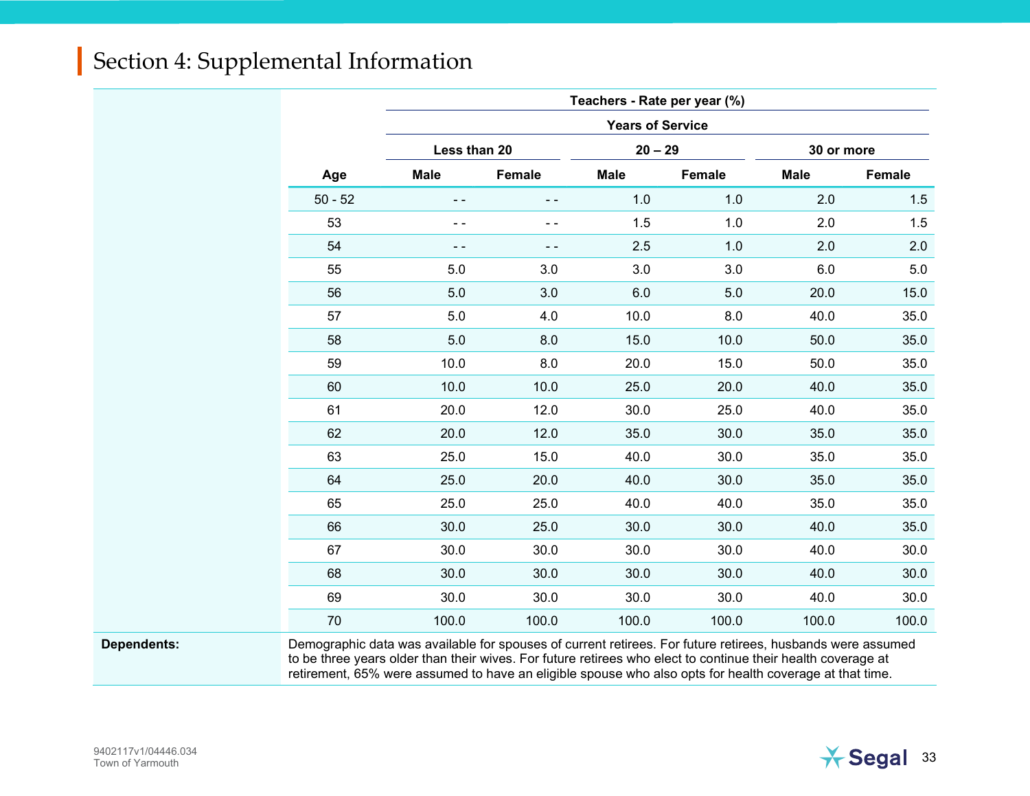## Section 4: Supplemental Information

| | Teachers - Rate per year (%) | | | | | |
|---|---|---|---|---|---|---|
| | Years of Service | | | | | |
| | Less than 20 | | 20 – 29 | | 30 or more | |
| Age | Male | Female | Male | Female | Male | Female |
| 50 - 52 | - - | - - | 1.0 | 1.0 | 2.0 | 1.5 |
| 53 | - - | - - | 1.5 | 1.0 | 2.0 | 1.5 |
| 54 | - - | - - | 2.5 | 1.0 | 2.0 | 2.0 |
| 55 | 5.0 | 3.0 | 3.0 | 3.0 | 6.0 | 5.0 |
| 56 | 5.0 | 3.0 | 6.0 | 5.0 | 20.0 | 15.0 |
| 57 | 5.0 | 4.0 | 10.0 | 8.0 | 40.0 | 35.0 |
| 58 | 5.0 | 8.0 | 15.0 | 10.0 | 50.0 | 35.0 |
| 59 | 10.0 | 8.0 | 20.0 | 15.0 | 50.0 | 35.0 |
| 60 | 10.0 | 10.0 | 25.0 | 20.0 | 40.0 | 35.0 |
| 61 | 20.0 | 12.0 | 30.0 | 25.0 | 40.0 | 35.0 |
| 62 | 20.0 | 12.0 | 35.0 | 30.0 | 35.0 | 35.0 |
| 63 | 25.0 | 15.0 | 40.0 | 30.0 | 35.0 | 35.0 |
| 64 | 25.0 | 20.0 | 40.0 | 30.0 | 35.0 | 35.0 |
| 65 | 25.0 | 25.0 | 40.0 | 40.0 | 35.0 | 35.0 |
| 66 | 30.0 | 25.0 | 30.0 | 30.0 | 40.0 | 35.0 |
| 67 | 30.0 | 30.0 | 30.0 | 30.0 | 40.0 | 30.0 |
| 68 | 30.0 | 30.0 | 30.0 | 30.0 | 40.0 | 30.0 |
| 69 | 30.0 | 30.0 | 30.0 | 30.0 | 40.0 | 30.0 |
| 70 | 100.0 | 100.0 | 100.0 | 100.0 | 100.0 | 100.0 |

**Dependents:** Demographic data was available for spouses of current retirees. For future retirees, husbands were assumed to be three years older than their wives. For future retirees who elect to continue their health coverage at retirement, 65% were assumed to have an eligible spouse who also opts for health coverage at that time.

9402117v1/04446.034
Town of Yarmouth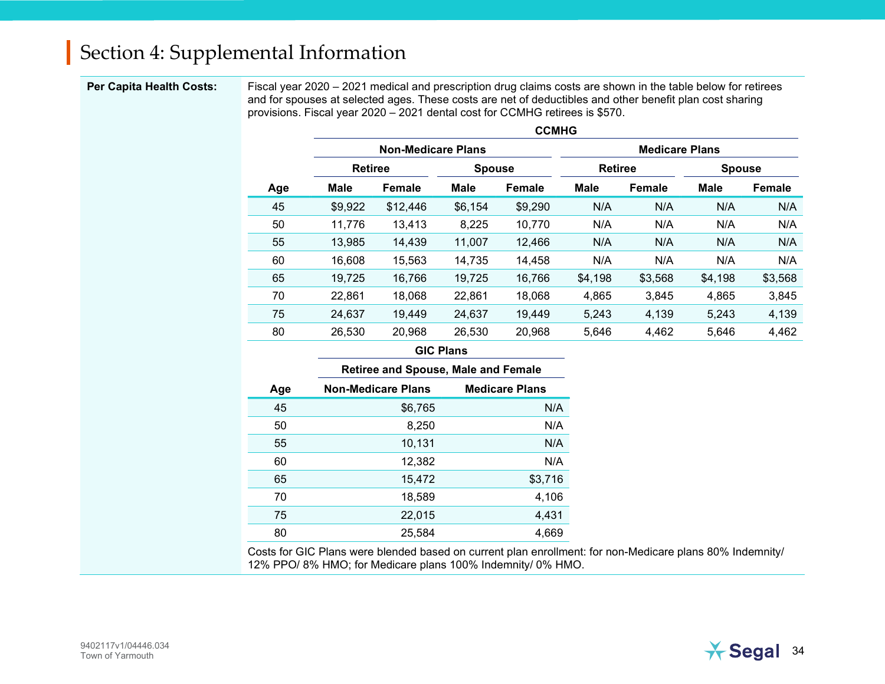# Section 4: Supplemental Information

**Per Capita Health Costs:**

Fiscal year 2020 – 2021 medical and prescription drug claims costs are shown in the table below for retirees and for spouses at selected ages. These costs are net of deductibles and other benefit plan cost sharing provisions. Fiscal year 2020 – 2021 dental cost for CCMHG retirees is $570.

| | CCMHG | | | | | | | |
|---|---|---|---|---|---|---|---|---|
| | Non-Medicare Plans | | | | Medicare Plans | | | |
| | Retiree | | Spouse | | Retiree | | Spouse | |
| Age | Male | Female | Male | Female | Male | Female | Male | Female |
| 45 | $9,922 | $12,446 | $6,154 | $9,290 | N/A | N/A | N/A | N/A |
| 50 | 11,776 | 13,413 | 8,225 | 10,770 | N/A | N/A | N/A | N/A |
| 55 | 13,985 | 14,439 | 11,007 | 12,466 | N/A | N/A | N/A | N/A |
| 60 | 16,608 | 15,563 | 14,735 | 14,458 | N/A | N/A | N/A | N/A |
| 65 | 19,725 | 16,766 | 19,725 | 16,766 | $4,198 | $3,568 | $4,198 | $3,568 |
| 70 | 22,861 | 18,068 | 22,861 | 18,068 | 4,865 | 3,845 | 4,865 | 3,845 |
| 75 | 24,637 | 19,449 | 24,637 | 19,449 | 5,243 | 4,139 | 5,243 | 4,139 |
| 80 | 26,530 | 20,968 | 26,530 | 20,968 | 5,646 | 4,462 | 5,646 | 4,462 |

| | GIC Plans | |
|---|---|---|
| | Retiree and Spouse, Male and Female | |
| Age | Non-Medicare Plans | Medicare Plans |
| 45 | $6,765 | N/A |
| 50 | 8,250 | N/A |
| 55 | 10,131 | N/A |
| 60 | 12,382 | N/A |
| 65 | 15,472 | $3,716 |
| 70 | 18,589 | 4,106 |
| 75 | 22,015 | 4,431 |
| 80 | 25,584 | 4,669 |

Costs for GIC Plans were blended based on current plan enrollment: for non-Medicare plans 80% Indemnity/ 12% PPO/ 8% HMO; for Medicare plans 100% Indemnity/ 0% HMO.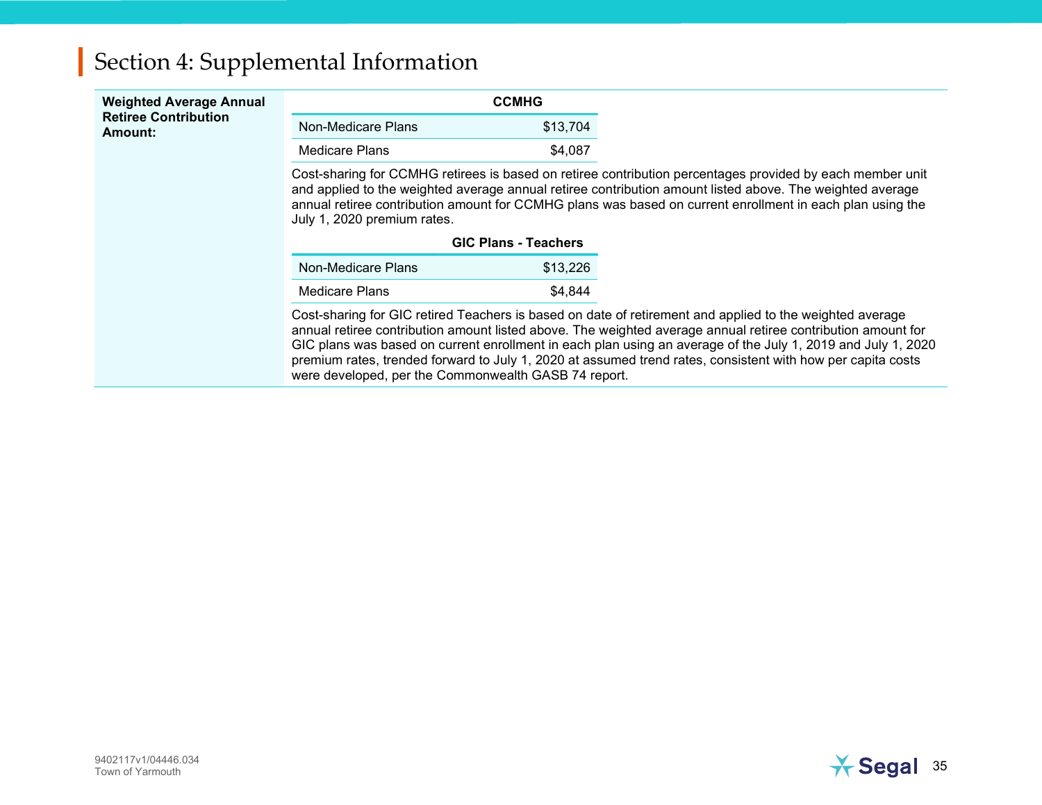# Section 4: Supplemental Information

**Weighted Average Annual Retiree Contribution Amount:**

| CCMHG | |
|---|---|
| Non-Medicare Plans | $13,704 |
| Medicare Plans | $4,087 |

Cost-sharing for CCMHG retirees is based on retiree contribution percentages provided by each member unit and applied to the weighted average annual retiree contribution amount listed above. The weighted average annual retiree contribution amount for CCMHG plans was based on current enrollment in each plan using the July 1, 2020 premium rates.

| GIC Plans - Teachers | |
|---|---|
| Non-Medicare Plans | $13,226 |
| Medicare Plans | $4,844 |

Cost-sharing for GIC retired Teachers is based on date of retirement and applied to the weighted average annual retiree contribution amount listed above. The weighted average annual retiree contribution amount for GIC plans was based on current enrollment in each plan using an average of the July 1, 2019 and July 1, 2020 premium rates, trended forward to July 1, 2020 at assumed trend rates, consistent with how per capita costs were developed, per the Commonwealth GASB 74 report.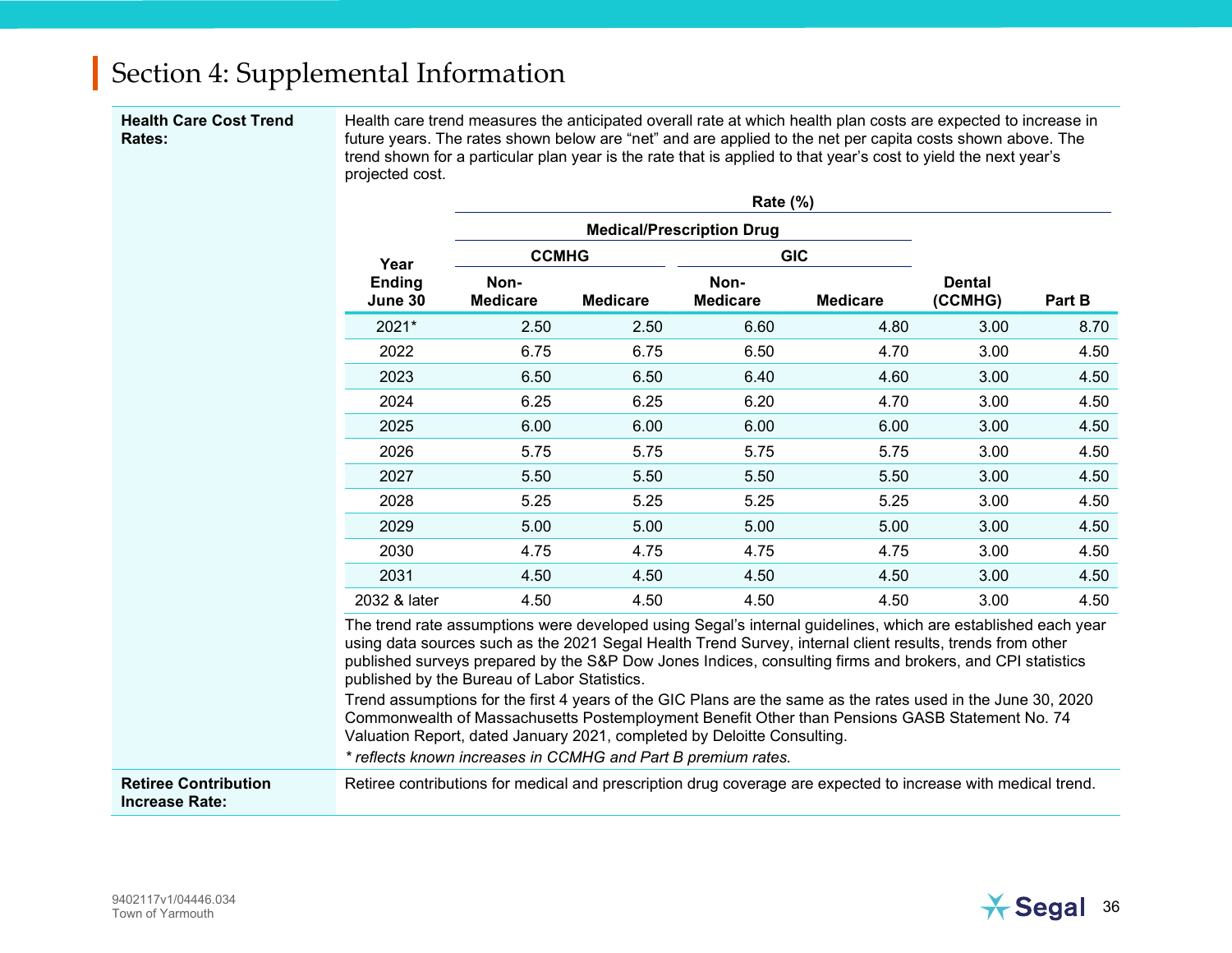## Section 4: Supplemental Information

**Health Care Cost Trend Rates:**

Health care trend measures the anticipated overall rate at which health plan costs are expected to increase in future years. The rates shown below are "net" and are applied to the net per capita costs shown above. The trend shown for a particular plan year is the rate that is applied to that year's cost to yield the next year's projected cost.

| Year Ending June 30 | Rate (%) | | | | | |
|---|---|---|---|---|---|---|
| | Medical/Prescription Drug | | | | | |
| | CCMHG | | GIC | | | |
| | Non-Medicare | Medicare | Non-Medicare | Medicare | Dental (CCMHG) | Part B |
| 2021* | 2.50 | 2.50 | 6.60 | 4.80 | 3.00 | 8.70 |
| 2022 | 6.75 | 6.75 | 6.50 | 4.70 | 3.00 | 4.50 |
| 2023 | 6.50 | 6.50 | 6.40 | 4.60 | 3.00 | 4.50 |
| 2024 | 6.25 | 6.25 | 6.20 | 4.70 | 3.00 | 4.50 |
| 2025 | 6.00 | 6.00 | 6.00 | 6.00 | 3.00 | 4.50 |
| 2026 | 5.75 | 5.75 | 5.75 | 5.75 | 3.00 | 4.50 |
| 2027 | 5.50 | 5.50 | 5.50 | 5.50 | 3.00 | 4.50 |
| 2028 | 5.25 | 5.25 | 5.25 | 5.25 | 3.00 | 4.50 |
| 2029 | 5.00 | 5.00 | 5.00 | 5.00 | 3.00 | 4.50 |
| 2030 | 4.75 | 4.75 | 4.75 | 4.75 | 3.00 | 4.50 |
| 2031 | 4.50 | 4.50 | 4.50 | 4.50 | 3.00 | 4.50 |
| 2032 & later | 4.50 | 4.50 | 4.50 | 4.50 | 3.00 | 4.50 |

The trend rate assumptions were developed using Segal's internal guidelines, which are established each year using data sources such as the 2021 Segal Health Trend Survey, internal client results, trends from other published surveys prepared by the S&P Dow Jones Indices, consulting firms and brokers, and CPI statistics published by the Bureau of Labor Statistics.

Trend assumptions for the first 4 years of the GIC Plans are the same as the rates used in the June 30, 2020 Commonwealth of Massachusetts Postemployment Benefit Other than Pensions GASB Statement No. 74 Valuation Report, dated January 2021, completed by Deloitte Consulting.

*\* reflects known increases in CCMHG and Part B premium rates.*

**Retiree Contribution Increase Rate:**

Retiree contributions for medical and prescription drug coverage are expected to increase with medical trend.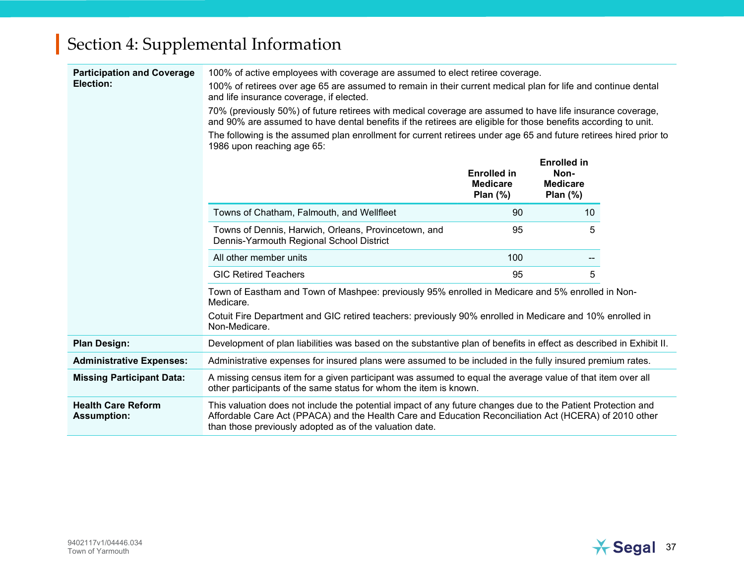# Section 4: Supplemental Information

**Participation and Coverage Election:**

100% of active employees with coverage are assumed to elect retiree coverage.

100% of retirees over age 65 are assumed to remain in their current medical plan for life and continue dental and life insurance coverage, if elected.

70% (previously 50%) of future retirees with medical coverage are assumed to have life insurance coverage, and 90% are assumed to have dental benefits if the retirees are eligible for those benefits according to unit.

The following is the assumed plan enrollment for current retirees under age 65 and future retirees hired prior to 1986 upon reaching age 65:

| | Enrolled in Medicare Plan (%) | Enrolled in Non-Medicare Plan (%) |
|---|---|---|
| Towns of Chatham, Falmouth, and Wellfleet | 90 | 10 |
| Towns of Dennis, Harwich, Orleans, Provincetown, and Dennis-Yarmouth Regional School District | 95 | 5 |
| All other member units | 100 | -- |
| GIC Retired Teachers | 95 | 5 |

Town of Eastham and Town of Mashpee: previously 95% enrolled in Medicare and 5% enrolled in Non-Medicare.

Cotuit Fire Department and GIC retired teachers: previously 90% enrolled in Medicare and 10% enrolled in Non-Medicare.

**Plan Design:**

Development of plan liabilities was based on the substantive plan of benefits in effect as described in Exhibit II.

**Administrative Expenses:**

Administrative expenses for insured plans were assumed to be included in the fully insured premium rates.

**Missing Participant Data:**

A missing census item for a given participant was assumed to equal the average value of that item over all other participants of the same status for whom the item is known.

**Health Care Reform Assumption:**

This valuation does not include the potential impact of any future changes due to the Patient Protection and Affordable Care Act (PPACA) and the Health Care and Education Reconciliation Act (HCERA) of 2010 other than those previously adopted as of the valuation date.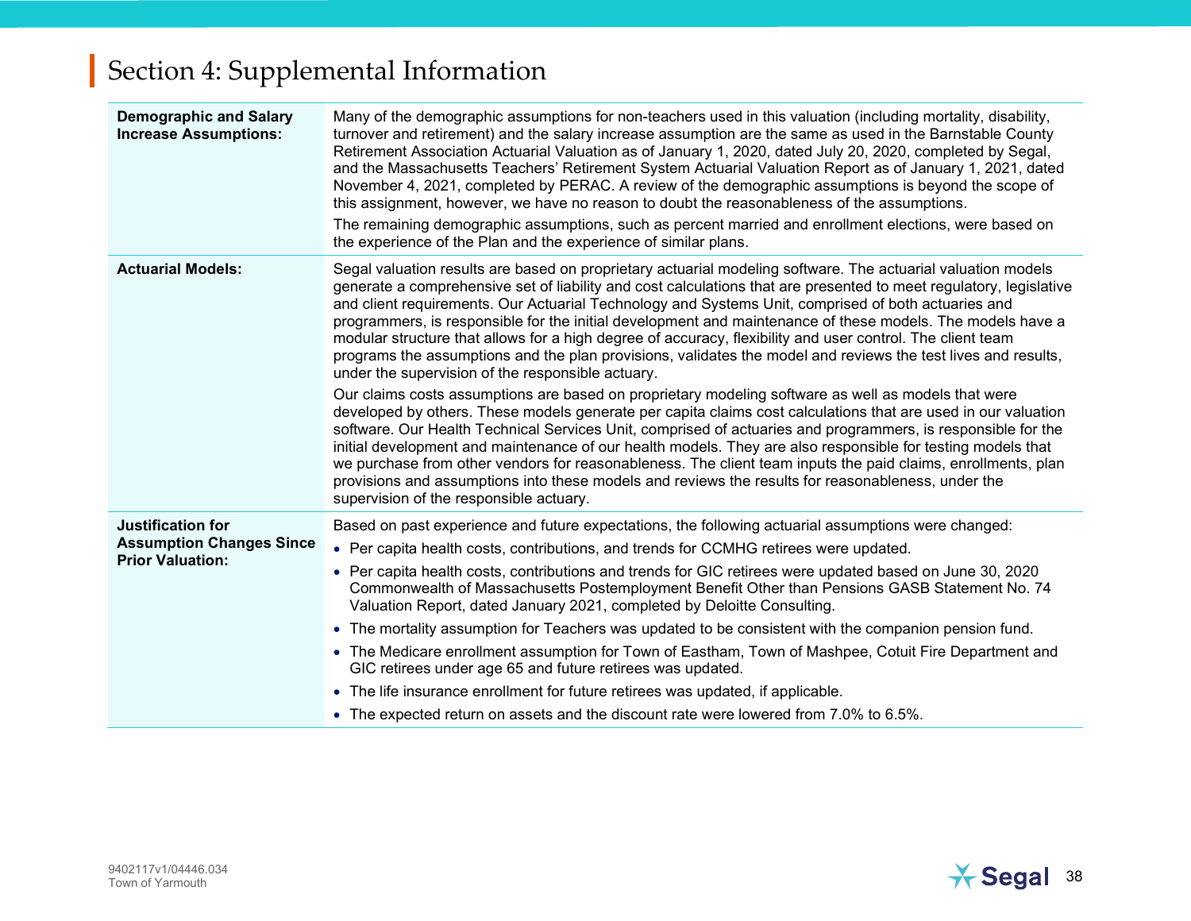# Section 4: Supplemental Information

| | |
|---|---|
| **Demographic and Salary Increase Assumptions:** | Many of the demographic assumptions for non-teachers used in this valuation (including mortality, disability, turnover and retirement) and the salary increase assumption are the same as used in the Barnstable County Retirement Association Actuarial Valuation as of January 1, 2020, dated July 20, 2020, completed by Segal, and the Massachusetts Teachers' Retirement System Actuarial Valuation Report as of January 1, 2021, dated November 4, 2021, completed by PERAC. A review of the demographic assumptions is beyond the scope of this assignment, however, we have no reason to doubt the reasonableness of the assumptions.<br><br>The remaining demographic assumptions, such as percent married and enrollment elections, were based on the experience of the Plan and the experience of similar plans. |
| **Actuarial Models:** | Segal valuation results are based on proprietary actuarial modeling software. The actuarial valuation models generate a comprehensive set of liability and cost calculations that are presented to meet regulatory, legislative and client requirements. Our Actuarial Technology and Systems Unit, comprised of both actuaries and programmers, is responsible for the initial development and maintenance of these models. The models have a modular structure that allows for a high degree of accuracy, flexibility and user control. The client team programs the assumptions and the plan provisions, validates the model and reviews the test lives and results, under the supervision of the responsible actuary.<br><br>Our claims costs assumptions are based on proprietary modeling software as well as models that were developed by others. These models generate per capita claims cost calculations that are used in our valuation software. Our Health Technical Services Unit, comprised of actuaries and programmers, is responsible for the initial development and maintenance of our health models. They are also responsible for testing models that we purchase from other vendors for reasonableness. The client team inputs the paid claims, enrollments, plan provisions and assumptions into these models and reviews the results for reasonableness, under the supervision of the responsible actuary. |
| **Justification for Assumption Changes Since Prior Valuation:** | Based on past experience and future expectations, the following actuarial assumptions were changed:<br>• Per capita health costs, contributions, and trends for CCMHG retirees were updated.<br>• Per capita health costs, contributions and trends for GIC retirees were updated based on June 30, 2020 Commonwealth of Massachusetts Postemployment Benefit Other than Pensions GASB Statement No. 74 Valuation Report, dated January 2021, completed by Deloitte Consulting.<br>• The mortality assumption for Teachers was updated to be consistent with the companion pension fund.<br>• The Medicare enrollment assumption for Town of Eastham, Town of Mashpee, Cotuit Fire Department and GIC retirees under age 65 and future retirees was updated.<br>• The life insurance enrollment for future retirees was updated, if applicable.<br>• The expected return on assets and the discount rate were lowered from 7.0% to 6.5%. |

9402117v1/04446.034
Town of Yarmouth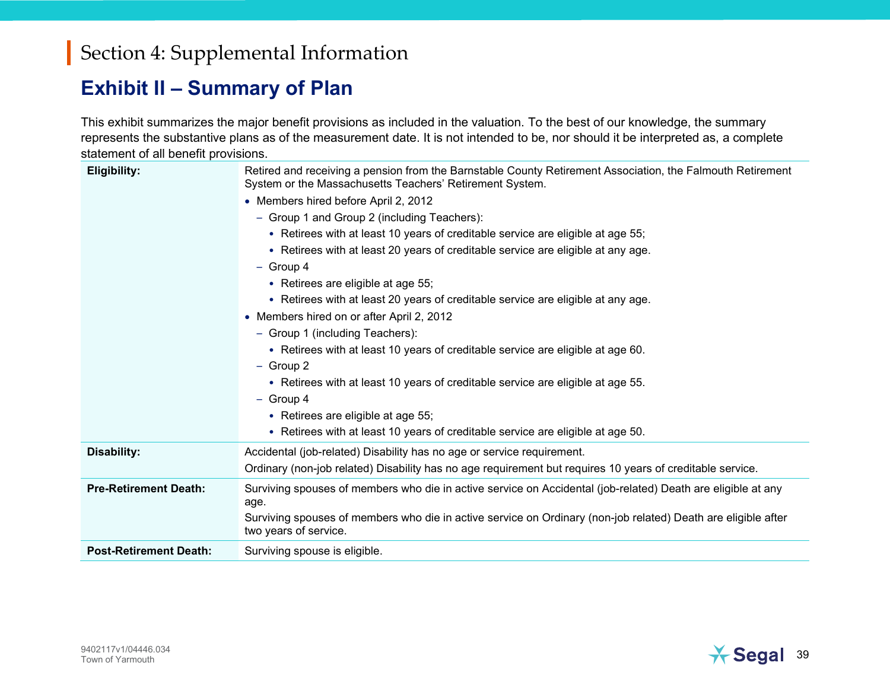# Section 4: Supplemental Information

## Exhibit II – Summary of Plan

This exhibit summarizes the major benefit provisions as included in the valuation. To the best of our knowledge, the summary represents the substantive plans as of the measurement date. It is not intended to be, nor should it be interpreted as, a complete statement of all benefit provisions.

| | |
|---|---|
| **Eligibility:** | Retired and receiving a pension from the Barnstable County Retirement Association, the Falmouth Retirement System or the Massachusetts Teachers' Retirement System.<br>• Members hired before April 2, 2012<br>  – Group 1 and Group 2 (including Teachers):<br>    • Retirees with at least 10 years of creditable service are eligible at age 55;<br>    • Retirees with at least 20 years of creditable service are eligible at any age.<br>  – Group 4<br>    • Retirees are eligible at age 55;<br>    • Retirees with at least 20 years of creditable service are eligible at any age.<br>• Members hired on or after April 2, 2012<br>  – Group 1 (including Teachers):<br>    • Retirees with at least 10 years of creditable service are eligible at age 60.<br>  – Group 2<br>    • Retirees with at least 10 years of creditable service are eligible at age 55.<br>  – Group 4<br>    • Retirees are eligible at age 55;<br>    • Retirees with at least 10 years of creditable service are eligible at age 50. |
| **Disability:** | Accidental (job-related) Disability has no age or service requirement.<br>Ordinary (non-job related) Disability has no age requirement but requires 10 years of creditable service. |
| **Pre-Retirement Death:** | Surviving spouses of members who die in active service on Accidental (job-related) Death are eligible at any age.<br>Surviving spouses of members who die in active service on Ordinary (non-job related) Death are eligible after two years of service. |
| **Post-Retirement Death:** | Surviving spouse is eligible. |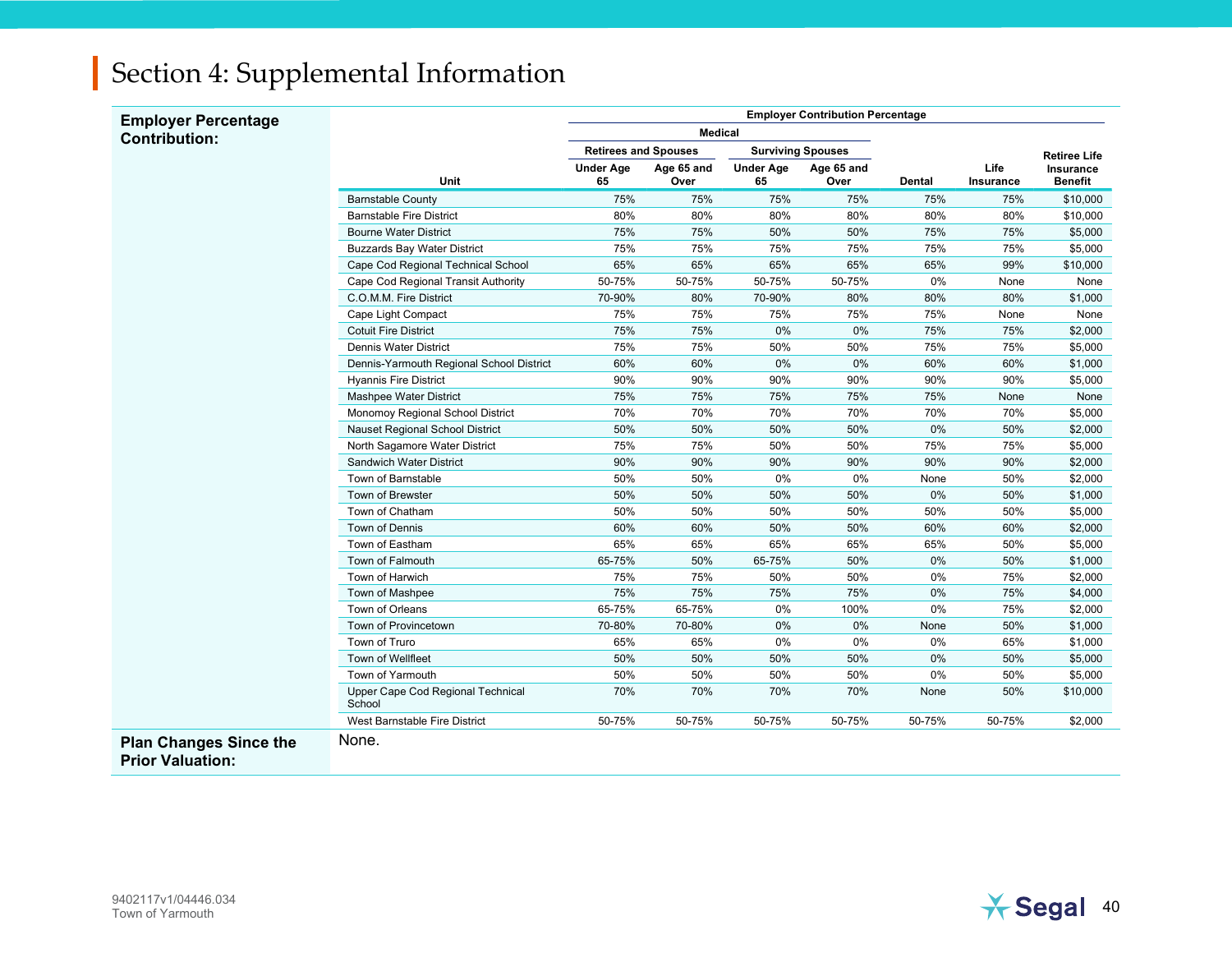## Section 4: Supplemental Information

**Employer Percentage Contribution:**

| Unit | Medical – Retirees and Spouses – Under Age 65 | Medical – Retirees and Spouses – Age 65 and Over | Medical – Surviving Spouses – Under Age 65 | Medical – Surviving Spouses – Age 65 and Over | Dental | Life Insurance | Retiree Life Insurance Benefit |
|---|---|---|---|---|---|---|---|
| Barnstable County | 75% | 75% | 75% | 75% | 75% | 75% | $10,000 |
| Barnstable Fire District | 80% | 80% | 80% | 80% | 80% | 80% | $10,000 |
| Bourne Water District | 75% | 75% | 50% | 50% | 75% | 75% | $5,000 |
| Buzzards Bay Water District | 75% | 75% | 75% | 75% | 75% | 75% | $5,000 |
| Cape Cod Regional Technical School | 65% | 65% | 65% | 65% | 65% | 99% | $10,000 |
| Cape Cod Regional Transit Authority | 50-75% | 50-75% | 50-75% | 50-75% | 0% | None | None |
| C.O.M.M. Fire District | 70-90% | 80% | 70-90% | 80% | 80% | 80% | $1,000 |
| Cape Light Compact | 75% | 75% | 75% | 75% | 75% | None | None |
| Cotuit Fire District | 75% | 75% | 0% | 0% | 75% | 75% | $2,000 |
| Dennis Water District | 75% | 75% | 50% | 50% | 75% | 75% | $5,000 |
| Dennis-Yarmouth Regional School District | 60% | 60% | 0% | 0% | 60% | 60% | $1,000 |
| Hyannis Fire District | 90% | 90% | 90% | 90% | 90% | 90% | $5,000 |
| Mashpee Water District | 75% | 75% | 75% | 75% | 75% | None | None |
| Monomoy Regional School District | 70% | 70% | 70% | 70% | 70% | 70% | $5,000 |
| Nauset Regional School District | 50% | 50% | 50% | 50% | 0% | 50% | $2,000 |
| North Sagamore Water District | 75% | 75% | 50% | 50% | 75% | 75% | $5,000 |
| Sandwich Water District | 90% | 90% | 90% | 90% | 90% | 90% | $2,000 |
| Town of Barnstable | 50% | 50% | 0% | 0% | None | 50% | $2,000 |
| Town of Brewster | 50% | 50% | 50% | 50% | 0% | 50% | $1,000 |
| Town of Chatham | 50% | 50% | 50% | 50% | 50% | 50% | $5,000 |
| Town of Dennis | 60% | 60% | 50% | 50% | 60% | 60% | $2,000 |
| Town of Eastham | 65% | 65% | 65% | 65% | 65% | 50% | $5,000 |
| Town of Falmouth | 65-75% | 50% | 65-75% | 50% | 0% | 50% | $1,000 |
| Town of Harwich | 75% | 75% | 50% | 50% | 0% | 75% | $2,000 |
| Town of Mashpee | 75% | 75% | 75% | 75% | 0% | 75% | $4,000 |
| Town of Orleans | 65-75% | 65-75% | 0% | 100% | 0% | 75% | $2,000 |
| Town of Provincetown | 70-80% | 70-80% | 0% | 0% | None | 50% | $1,000 |
| Town of Truro | 65% | 65% | 0% | 0% | 0% | 65% | $1,000 |
| Town of Wellfleet | 50% | 50% | 50% | 50% | 0% | 50% | $5,000 |
| Town of Yarmouth | 50% | 50% | 50% | 50% | 0% | 50% | $5,000 |
| Upper Cape Cod Regional Technical School | 70% | 70% | 70% | 70% | None | 50% | $10,000 |
| West Barnstable Fire District | 50-75% | 50-75% | 50-75% | 50-75% | 50-75% | 50-75% | $2,000 |

**Plan Changes Since the Prior Valuation:**

None.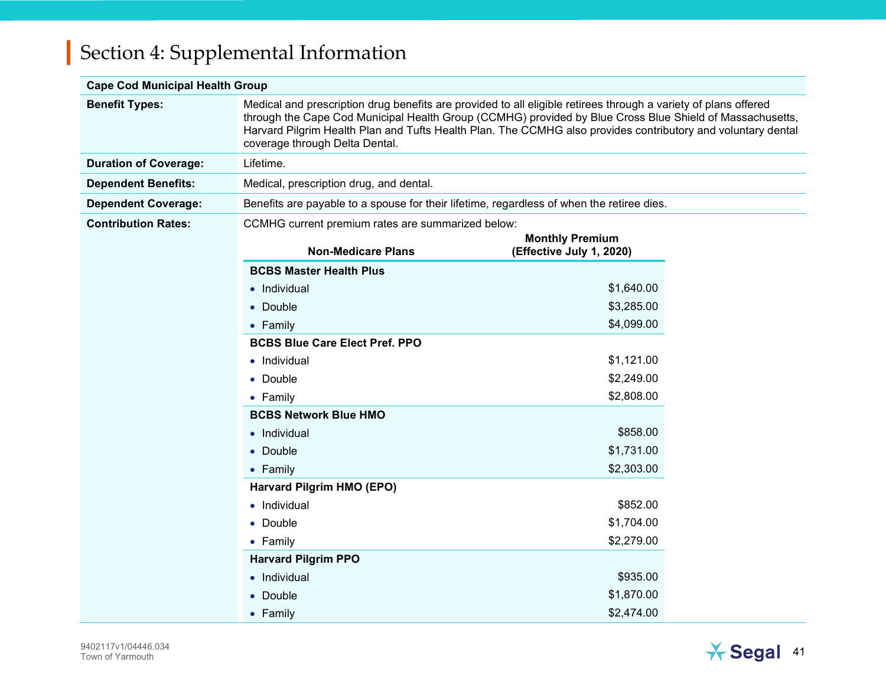# Section 4: Supplemental Information

| Cape Cod Municipal Health Group | |
|---|---|
| **Benefit Types:** | Medical and prescription drug benefits are provided to all eligible retirees through a variety of plans offered through the Cape Cod Municipal Health Group (CCMHG) provided by Blue Cross Blue Shield of Massachusetts, Harvard Pilgrim Health Plan and Tufts Health Plan. The CCMHG also provides contributory and voluntary dental coverage through Delta Dental. |
| **Duration of Coverage:** | Lifetime. |
| **Dependent Benefits:** | Medical, prescription drug, and dental. |
| **Dependent Coverage:** | Benefits are payable to a spouse for their lifetime, regardless of when the retiree dies. |
| **Contribution Rates:** | CCMHG current premium rates are summarized below: |

| Non-Medicare Plans | Monthly Premium (Effective July 1, 2020) |
|---|---|
| **BCBS Master Health Plus** | |
| • Individual | $1,640.00 |
| • Double | $3,285.00 |
| • Family | $4,099.00 |
| **BCBS Blue Care Elect Pref. PPO** | |
| • Individual | $1,121.00 |
| • Double | $2,249.00 |
| • Family | $2,808.00 |
| **BCBS Network Blue HMO** | |
| • Individual | $858.00 |
| • Double | $1,731.00 |
| • Family | $2,303.00 |
| **Harvard Pilgrim HMO (EPO)** | |
| • Individual | $852.00 |
| • Double | $1,704.00 |
| • Family | $2,279.00 |
| **Harvard Pilgrim PPO** | |
| • Individual | $935.00 |
| • Double | $1,870.00 |
| • Family | $2,474.00 |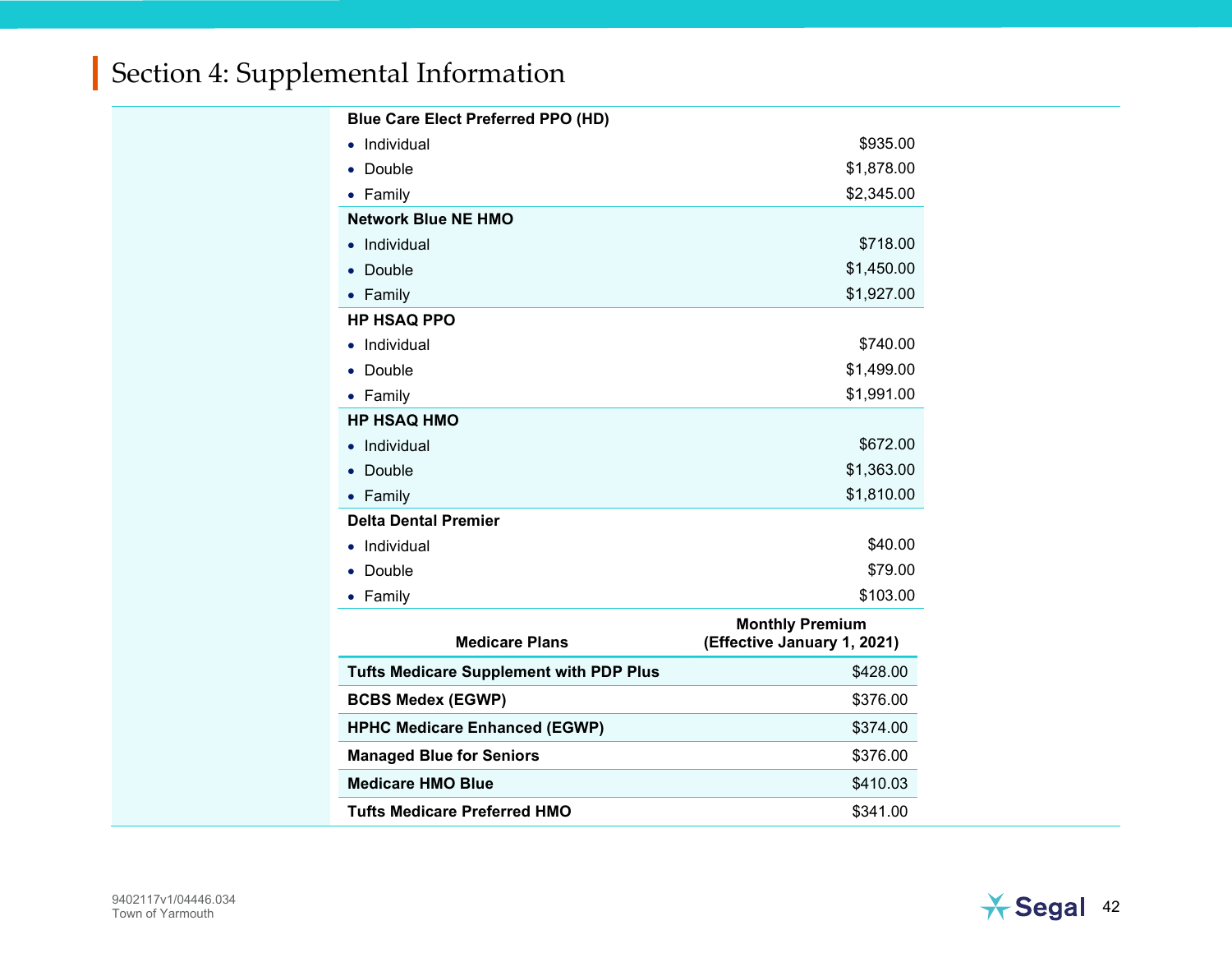## Section 4: Supplemental Information

| Plan | Premium |
|---|---|
| **Blue Care Elect Preferred PPO (HD)** | |
| • Individual | $935.00 |
| • Double | $1,878.00 |
| • Family | $2,345.00 |
| **Network Blue NE HMO** | |
| • Individual | $718.00 |
| • Double | $1,450.00 |
| • Family | $1,927.00 |
| **HP HSAQ PPO** | |
| • Individual | $740.00 |
| • Double | $1,499.00 |
| • Family | $1,991.00 |
| **HP HSAQ HMO** | |
| • Individual | $672.00 |
| • Double | $1,363.00 |
| • Family | $1,810.00 |
| **Delta Dental Premier** | |
| • Individual | $40.00 |
| • Double | $79.00 |
| • Family | $103.00 |

| Medicare Plans | Monthly Premium (Effective January 1, 2021) |
|---|---|
| **Tufts Medicare Supplement with PDP Plus** | $428.00 |
| **BCBS Medex (EGWP)** | $376.00 |
| **HPHC Medicare Enhanced (EGWP)** | $374.00 |
| **Managed Blue for Seniors** | $376.00 |
| **Medicare HMO Blue** | $410.03 |
| **Tufts Medicare Preferred HMO** | $341.00 |

9402117v1/04446.034
Town of Yarmouth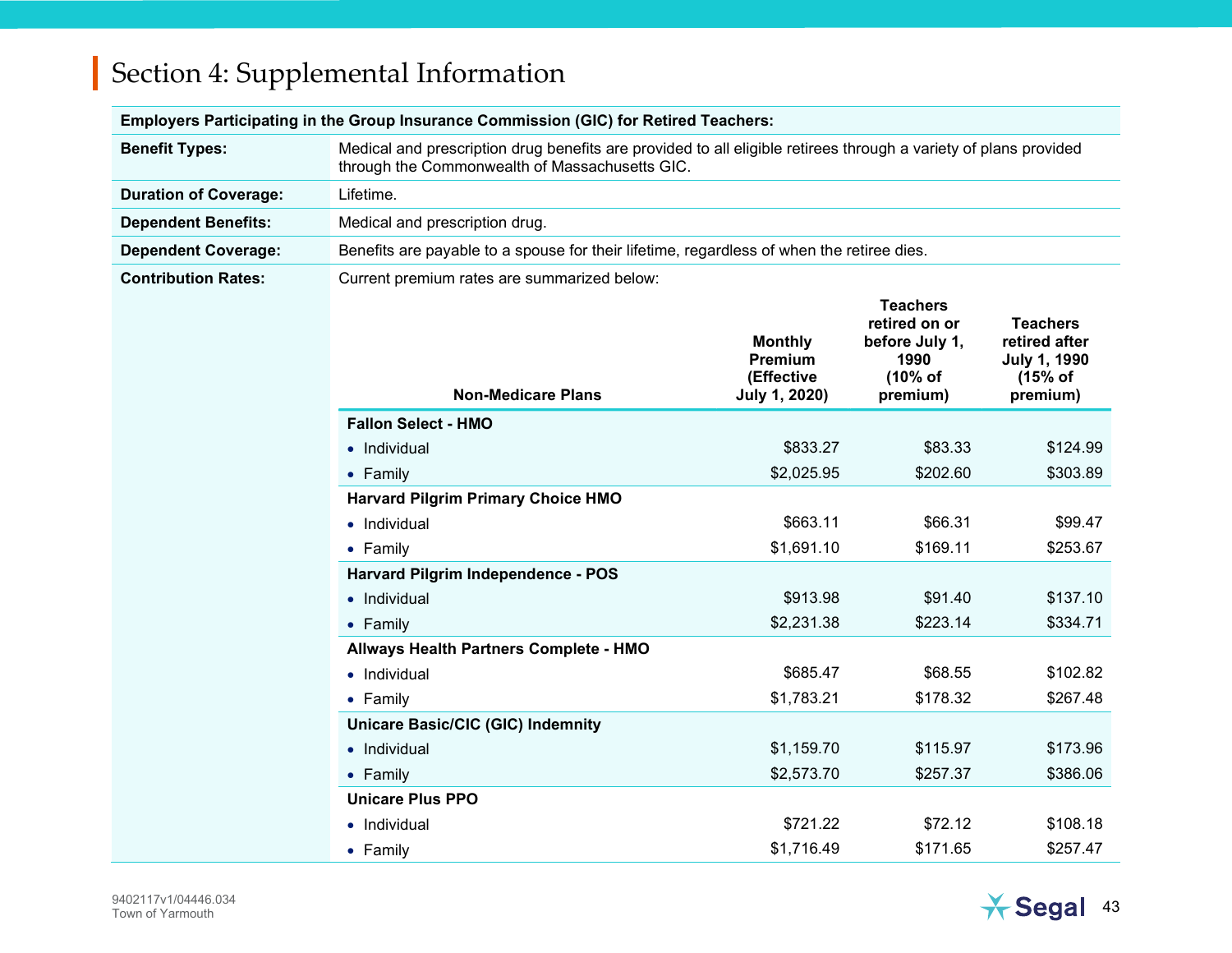## Section 4: Supplemental Information

| Employers Participating in the Group Insurance Commission (GIC) for Retired Teachers: | |
|---|---|
| **Benefit Types:** | Medical and prescription drug benefits are provided to all eligible retirees through a variety of plans provided through the Commonwealth of Massachusetts GIC. |
| **Duration of Coverage:** | Lifetime. |
| **Dependent Benefits:** | Medical and prescription drug. |
| **Dependent Coverage:** | Benefits are payable to a spouse for their lifetime, regardless of when the retiree dies. |
| **Contribution Rates:** | Current premium rates are summarized below: |

| Non-Medicare Plans | Monthly Premium (Effective July 1, 2020) | Teachers retired on or before July 1, 1990 (10% of premium) | Teachers retired after July 1, 1990 (15% of premium) |
|---|---|---|---|
| **Fallon Select - HMO** | | | |
| • Individual | $833.27 | $83.33 | $124.99 |
| • Family | $2,025.95 | $202.60 | $303.89 |
| **Harvard Pilgrim Primary Choice HMO** | | | |
| • Individual | $663.11 | $66.31 | $99.47 |
| • Family | $1,691.10 | $169.11 | $253.67 |
| **Harvard Pilgrim Independence - POS** | | | |
| • Individual | $913.98 | $91.40 | $137.10 |
| • Family | $2,231.38 | $223.14 | $334.71 |
| **Allways Health Partners Complete - HMO** | | | |
| • Individual | $685.47 | $68.55 | $102.82 |
| • Family | $1,783.21 | $178.32 | $267.48 |
| **Unicare Basic/CIC (GIC) Indemnity** | | | |
| • Individual | $1,159.70 | $115.97 | $173.96 |
| • Family | $2,573.70 | $257.37 | $386.06 |
| **Unicare Plus PPO** | | | |
| • Individual | $721.22 | $72.12 | $108.18 |
| • Family | $1,716.49 | $171.65 | $257.47 |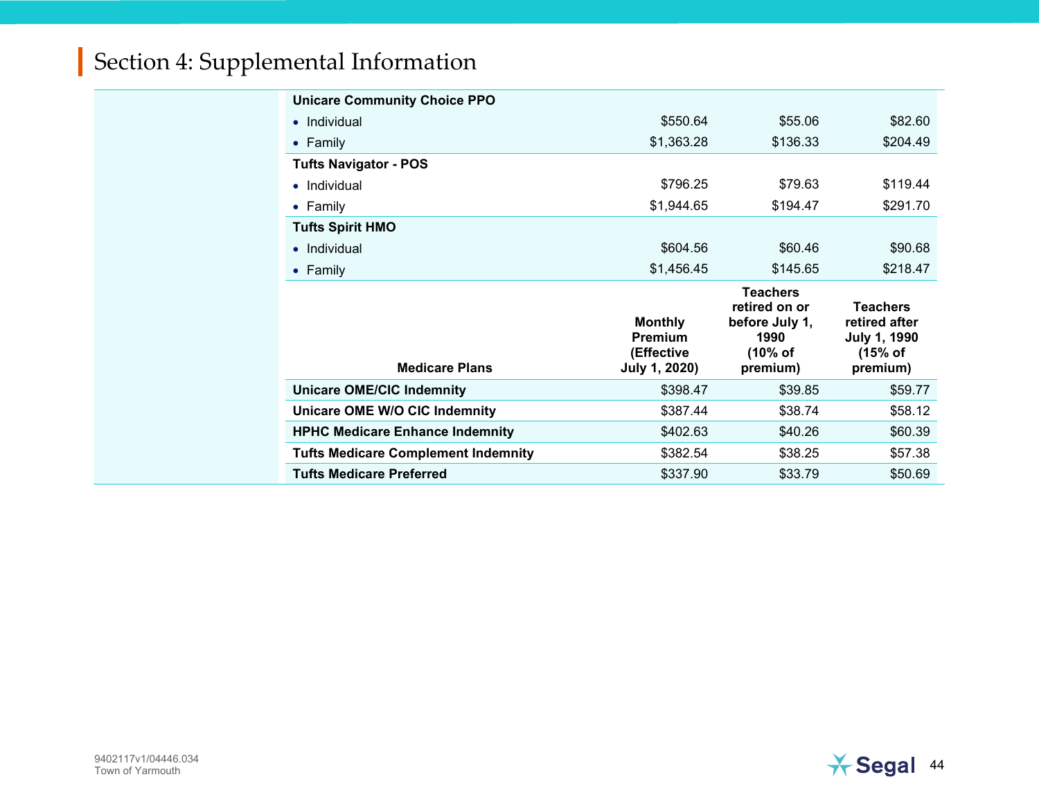# Section 4: Supplemental Information

| | | | |
|---|---|---|---|
| **Unicare Community Choice PPO** | | | |
| • Individual | $550.64 | $55.06 | $82.60 |
| • Family | $1,363.28 | $136.33 | $204.49 |
| **Tufts Navigator - POS** | | | |
| • Individual | $796.25 | $79.63 | $119.44 |
| • Family | $1,944.65 | $194.47 | $291.70 |
| **Tufts Spirit HMO** | | | |
| • Individual | $604.56 | $60.46 | $90.68 |
| • Family | $1,456.45 | $145.65 | $218.47 |

| **Medicare Plans** | **Monthly Premium (Effective July 1, 2020)** | **Teachers retired on or before July 1, 1990 (10% of premium)** | **Teachers retired after July 1, 1990 (15% of premium)** |
|---|---|---|---|
| **Unicare OME/CIC Indemnity** | $398.47 | $39.85 | $59.77 |
| **Unicare OME W/O CIC Indemnity** | $387.44 | $38.74 | $58.12 |
| **HPHC Medicare Enhance Indemnity** | $402.63 | $40.26 | $60.39 |
| **Tufts Medicare Complement Indemnity** | $382.54 | $38.25 | $57.38 |
| **Tufts Medicare Preferred** | $337.90 | $33.79 | $50.69 |

9402117v1/04446.034
Town of Yarmouth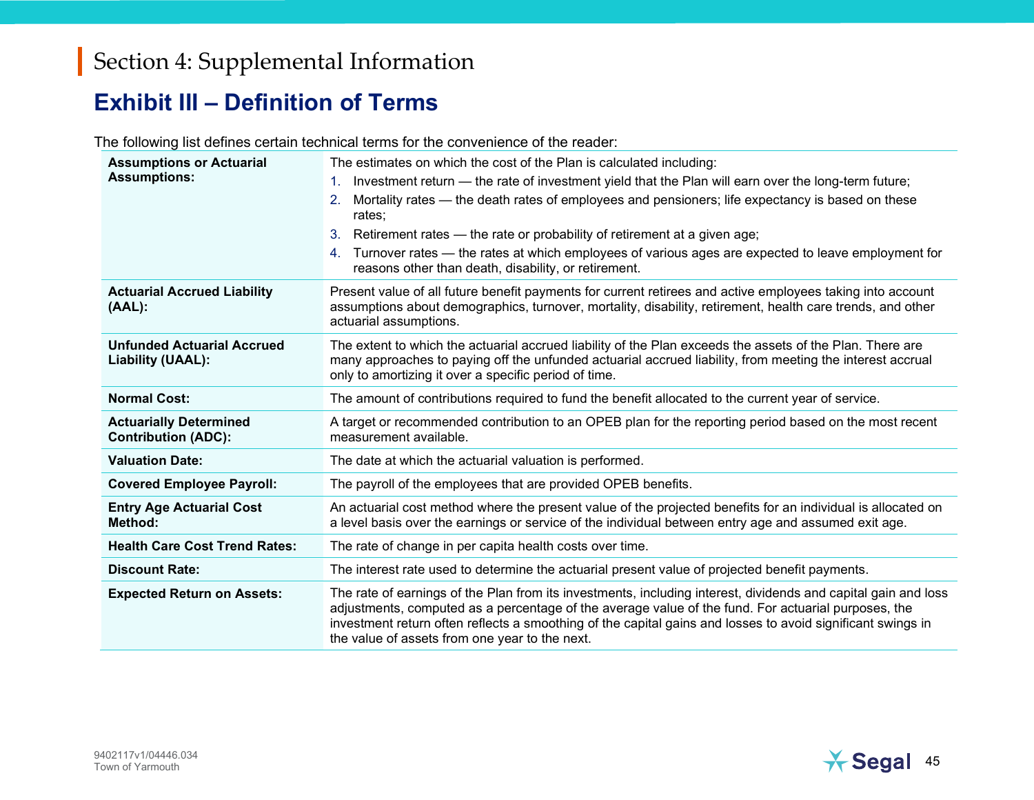# Section 4: Supplemental Information

## Exhibit III – Definition of Terms

The following list defines certain technical terms for the convenience of the reader:

| | |
|---|---|
| **Assumptions or Actuarial Assumptions:** | The estimates on which the cost of the Plan is calculated including:<br>1. Investment return — the rate of investment yield that the Plan will earn over the long-term future;<br>2. Mortality rates — the death rates of employees and pensioners; life expectancy is based on these rates;<br>3. Retirement rates — the rate or probability of retirement at a given age;<br>4. Turnover rates — the rates at which employees of various ages are expected to leave employment for reasons other than death, disability, or retirement. |
| **Actuarial Accrued Liability (AAL):** | Present value of all future benefit payments for current retirees and active employees taking into account assumptions about demographics, turnover, mortality, disability, retirement, health care trends, and other actuarial assumptions. |
| **Unfunded Actuarial Accrued Liability (UAAL):** | The extent to which the actuarial accrued liability of the Plan exceeds the assets of the Plan. There are many approaches to paying off the unfunded actuarial accrued liability, from meeting the interest accrual only to amortizing it over a specific period of time. |
| **Normal Cost:** | The amount of contributions required to fund the benefit allocated to the current year of service. |
| **Actuarially Determined Contribution (ADC):** | A target or recommended contribution to an OPEB plan for the reporting period based on the most recent measurement available. |
| **Valuation Date:** | The date at which the actuarial valuation is performed. |
| **Covered Employee Payroll:** | The payroll of the employees that are provided OPEB benefits. |
| **Entry Age Actuarial Cost Method:** | An actuarial cost method where the present value of the projected benefits for an individual is allocated on a level basis over the earnings or service of the individual between entry age and assumed exit age. |
| **Health Care Cost Trend Rates:** | The rate of change in per capita health costs over time. |
| **Discount Rate:** | The interest rate used to determine the actuarial present value of projected benefit payments. |
| **Expected Return on Assets:** | The rate of earnings of the Plan from its investments, including interest, dividends and capital gain and loss adjustments, computed as a percentage of the average value of the fund. For actuarial purposes, the investment return often reflects a smoothing of the capital gains and losses to avoid significant swings in the value of assets from one year to the next. |

9402117v1/04446.034
Town of Yarmouth